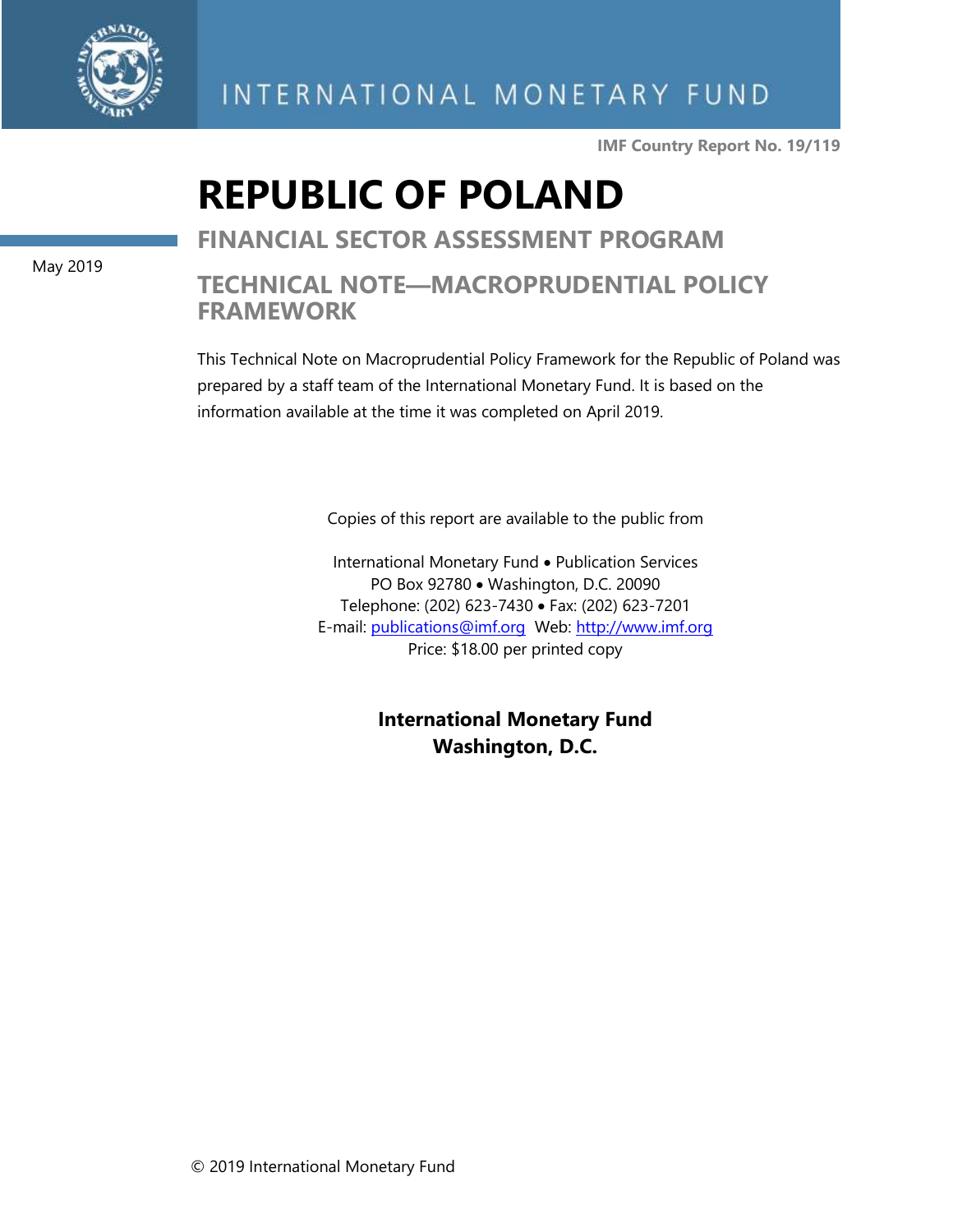INTERNATIONAL MONETARY FUND

**IMF Country Report No. 19/119**

# REPUBLIC OF POLAND

## FINANCIAL SECTOR ASSESSMENT PROGRAM

May 2019

## TECHNICAL NOTE—MACROPRUDENTIAL POLICY FRAMEWORK

This Technical Note on Macroprudential Policy Framework for the Republic of Poland was prepared by a staff team of the International Monetary Fund. It is based on the information available at the time it was completed on April 2019.

Copies of this report are available to the public from

International Monetary Fund • Publication Services
PO Box 92780 • Washington, D.C. 20090
Telephone: (202) 623-7430 • Fax: (202) 623-7201
E-mail: publications@imf.org Web: http://www.imf.org
Price: $18.00 per printed copy

**International Monetary Fund**
**Washington, D.C.**

© 2019 International Monetary Fund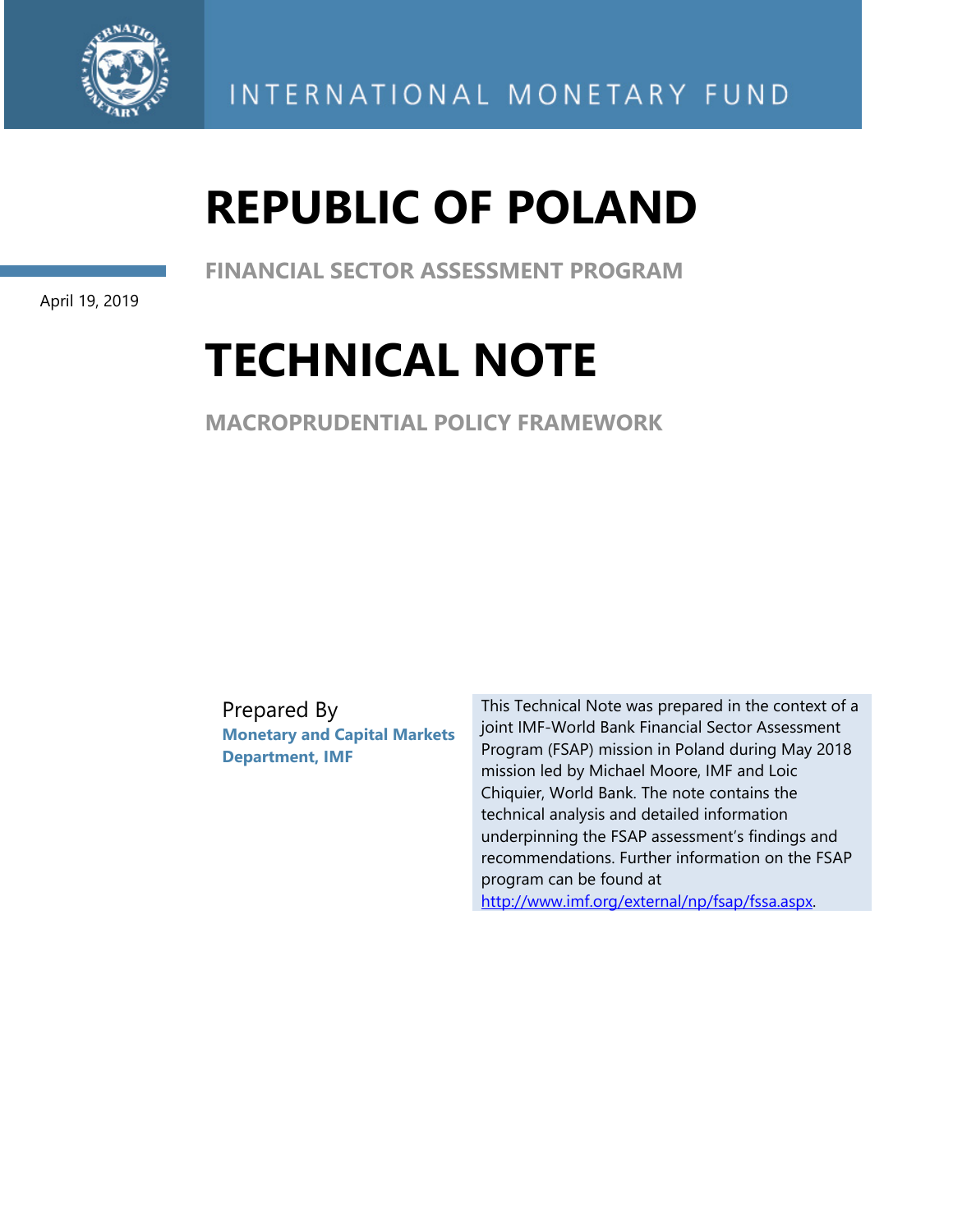# REPUBLIC OF POLAND

FINANCIAL SECTOR ASSESSMENT PROGRAM

April 19, 2019

# TECHNICAL NOTE

MACROPRUDENTIAL POLICY FRAMEWORK

Prepared By
**Monetary and Capital Markets Department, IMF**

This Technical Note was prepared in the context of a joint IMF-World Bank Financial Sector Assessment Program (FSAP) mission in Poland during May 2018 mission led by Michael Moore, IMF and Loic Chiquier, World Bank. The note contains the technical analysis and detailed information underpinning the FSAP assessment's findings and recommendations. Further information on the FSAP program can be found at http://www.imf.org/external/np/fsap/fssa.aspx.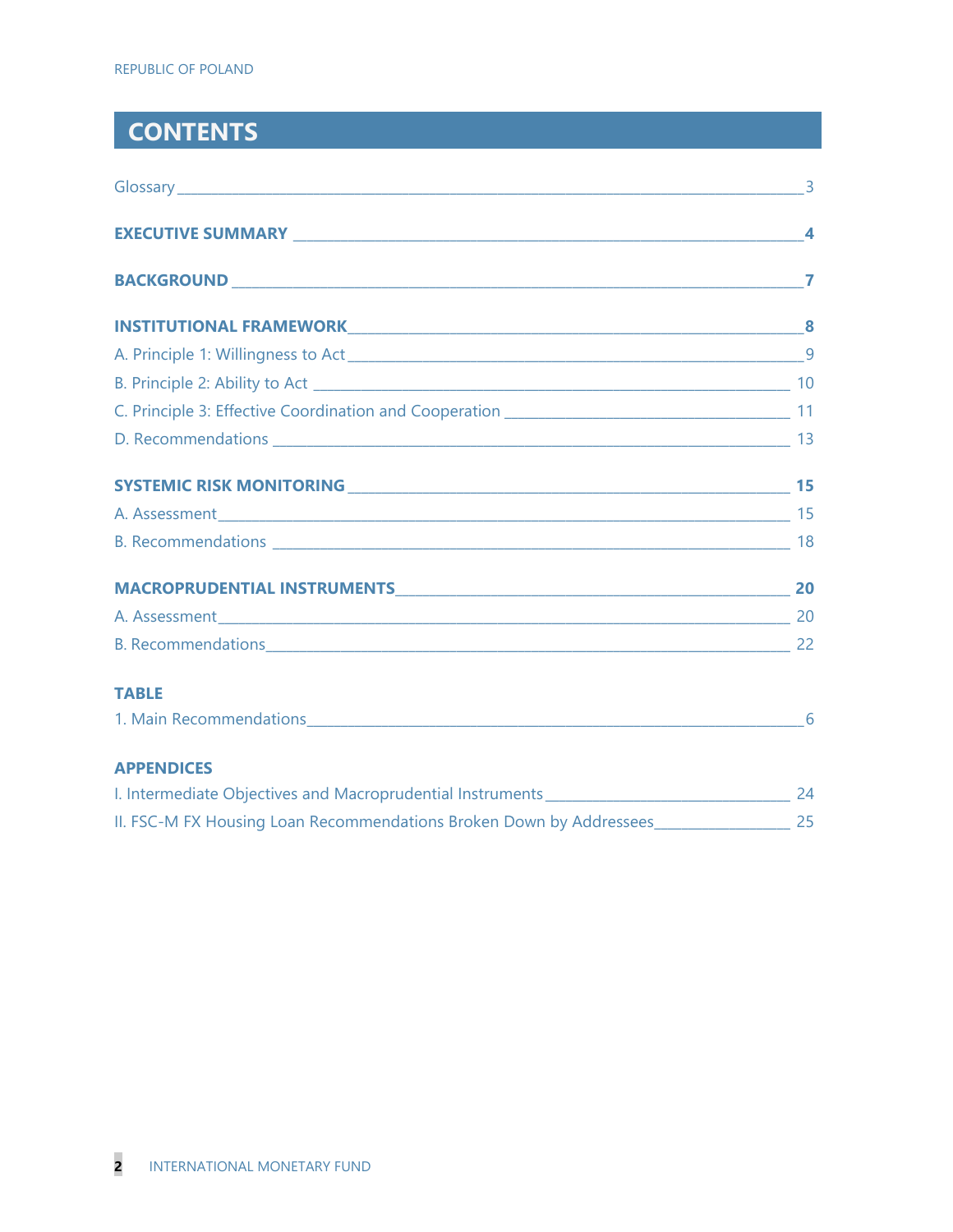# CONTENTS

Glossary 3

**EXECUTIVE SUMMARY** **4**

**BACKGROUND** **7**

**INSTITUTIONAL FRAMEWORK** **8**

A. Principle 1: Willingness to Act 9

B. Principle 2: Ability to Act 10

C. Principle 3: Effective Coordination and Cooperation 11

D. Recommendations 13

**SYSTEMIC RISK MONITORING** **15**

A. Assessment 15

B. Recommendations 18

**MACROPRUDENTIAL INSTRUMENTS** **20**

A. Assessment 20

B. Recommendations 22

**TABLE**

1. Main Recommendations 6

**APPENDICES**

I. Intermediate Objectives and Macroprudential Instruments 24

II. FSC-M FX Housing Loan Recommendations Broken Down by Addressees 25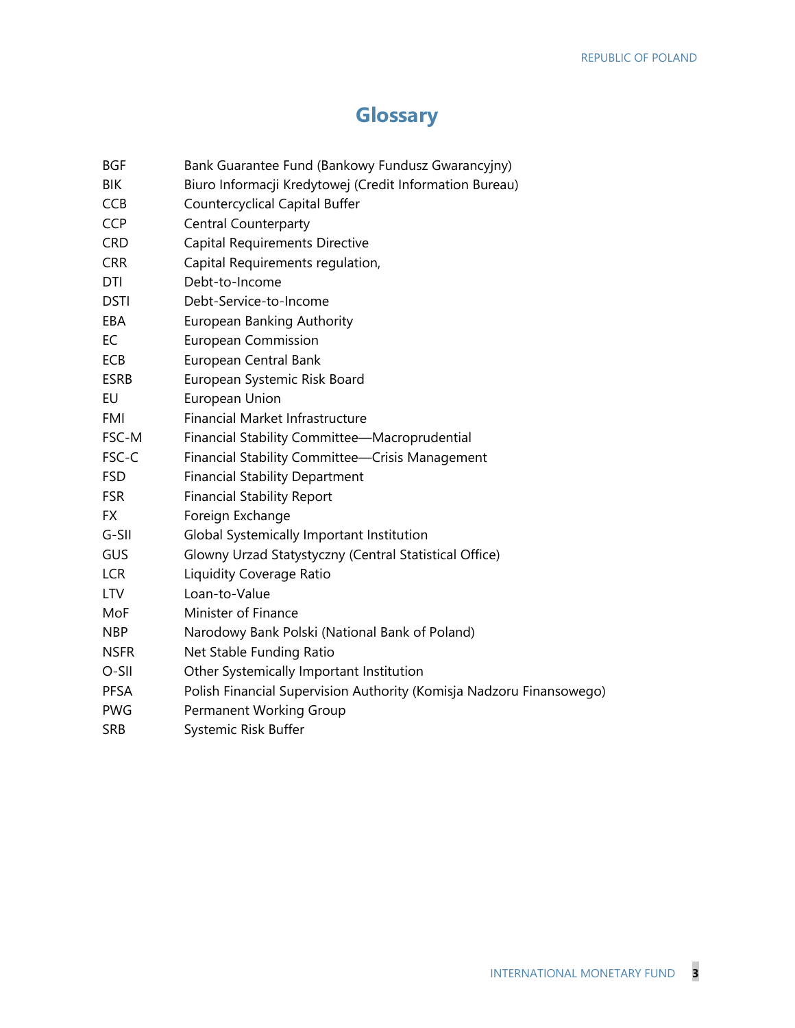# Glossary

| | |
|---|---|
| BGF | Bank Guarantee Fund (Bankowy Fundusz Gwarancyjny) |
| BIK | Biuro Informacji Kredytowej (Credit Information Bureau) |
| CCB | Countercyclical Capital Buffer |
| CCP | Central Counterparty |
| CRD | Capital Requirements Directive |
| CRR | Capital Requirements regulation, |
| DTI | Debt-to-Income |
| DSTI | Debt-Service-to-Income |
| EBA | European Banking Authority |
| EC | European Commission |
| ECB | European Central Bank |
| ESRB | European Systemic Risk Board |
| EU | European Union |
| FMI | Financial Market Infrastructure |
| FSC-M | Financial Stability Committee—Macroprudential |
| FSC-C | Financial Stability Committee—Crisis Management |
| FSD | Financial Stability Department |
| FSR | Financial Stability Report |
| FX | Foreign Exchange |
| G-SII | Global Systemically Important Institution |
| GUS | Glowny Urzad Statystyczny (Central Statistical Office) |
| LCR | Liquidity Coverage Ratio |
| LTV | Loan-to-Value |
| MoF | Minister of Finance |
| NBP | Narodowy Bank Polski (National Bank of Poland) |
| NSFR | Net Stable Funding Ratio |
| O-SII | Other Systemically Important Institution |
| PFSA | Polish Financial Supervision Authority (Komisja Nadzoru Finansowego) |
| PWG | Permanent Working Group |
| SRB | Systemic Risk Buffer |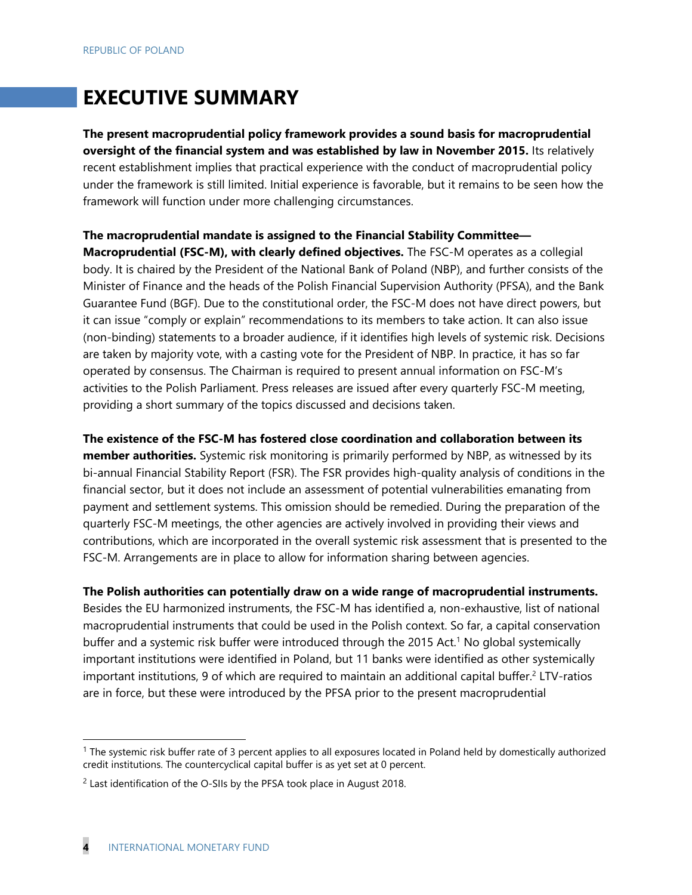# EXECUTIVE SUMMARY

**The present macroprudential policy framework provides a sound basis for macroprudential oversight of the financial system and was established by law in November 2015.** Its relatively recent establishment implies that practical experience with the conduct of macroprudential policy under the framework is still limited. Initial experience is favorable, but it remains to be seen how the framework will function under more challenging circumstances.

**The macroprudential mandate is assigned to the Financial Stability Committee—Macroprudential (FSC-M), with clearly defined objectives.** The FSC-M operates as a collegial body. It is chaired by the President of the National Bank of Poland (NBP), and further consists of the Minister of Finance and the heads of the Polish Financial Supervision Authority (PFSA), and the Bank Guarantee Fund (BGF). Due to the constitutional order, the FSC-M does not have direct powers, but it can issue "comply or explain" recommendations to its members to take action. It can also issue (non-binding) statements to a broader audience, if it identifies high levels of systemic risk. Decisions are taken by majority vote, with a casting vote for the President of NBP. In practice, it has so far operated by consensus. The Chairman is required to present annual information on FSC-M's activities to the Polish Parliament. Press releases are issued after every quarterly FSC-M meeting, providing a short summary of the topics discussed and decisions taken.

**The existence of the FSC-M has fostered close coordination and collaboration between its member authorities.** Systemic risk monitoring is primarily performed by NBP, as witnessed by its bi-annual Financial Stability Report (FSR). The FSR provides high-quality analysis of conditions in the financial sector, but it does not include an assessment of potential vulnerabilities emanating from payment and settlement systems. This omission should be remedied. During the preparation of the quarterly FSC-M meetings, the other agencies are actively involved in providing their views and contributions, which are incorporated in the overall systemic risk assessment that is presented to the FSC-M. Arrangements are in place to allow for information sharing between agencies.

**The Polish authorities can potentially draw on a wide range of macroprudential instruments.** Besides the EU harmonized instruments, the FSC-M has identified a, non-exhaustive, list of national macroprudential instruments that could be used in the Polish context. So far, a capital conservation buffer and a systemic risk buffer were introduced through the 2015 Act.[1] No global systemically important institutions were identified in Poland, but 11 banks were identified as other systemically important institutions, 9 of which are required to maintain an additional capital buffer.[2] LTV-ratios are in force, but these were introduced by the PFSA prior to the present macroprudential

[1] The systemic risk buffer rate of 3 percent applies to all exposures located in Poland held by domestically authorized credit institutions. The countercyclical capital buffer is as yet set at 0 percent.

[2] Last identification of the O-SIIs by the PFSA took place in August 2018.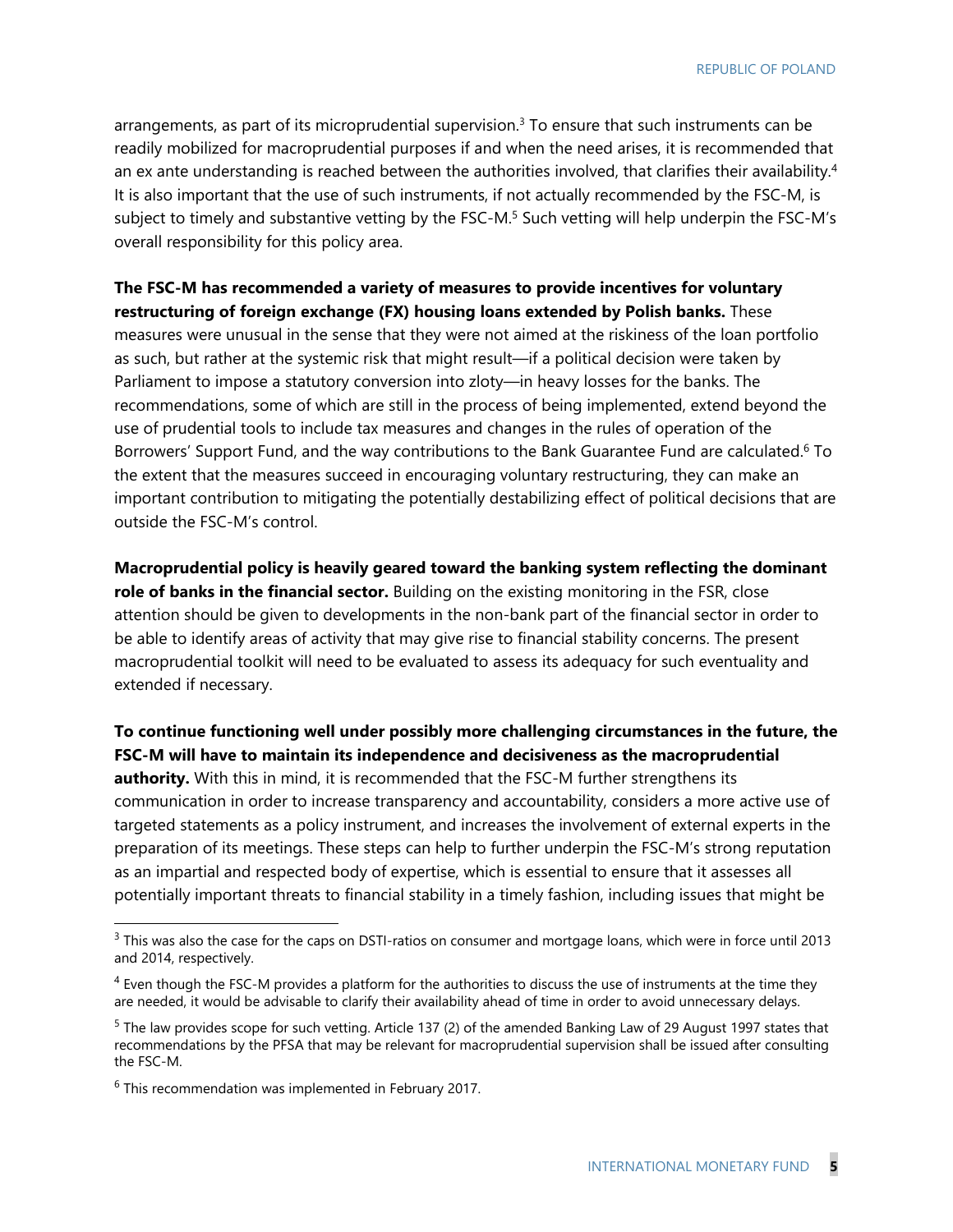arrangements, as part of its microprudential supervision.[3] To ensure that such instruments can be readily mobilized for macroprudential purposes if and when the need arises, it is recommended that an ex ante understanding is reached between the authorities involved, that clarifies their availability.[4] It is also important that the use of such instruments, if not actually recommended by the FSC-M, is subject to timely and substantive vetting by the FSC-M.[5] Such vetting will help underpin the FSC-M's overall responsibility for this policy area.

**The FSC-M has recommended a variety of measures to provide incentives for voluntary restructuring of foreign exchange (FX) housing loans extended by Polish banks.** These measures were unusual in the sense that they were not aimed at the riskiness of the loan portfolio as such, but rather at the systemic risk that might result—if a political decision were taken by Parliament to impose a statutory conversion into zloty—in heavy losses for the banks. The recommendations, some of which are still in the process of being implemented, extend beyond the use of prudential tools to include tax measures and changes in the rules of operation of the Borrowers' Support Fund, and the way contributions to the Bank Guarantee Fund are calculated.[6] To the extent that the measures succeed in encouraging voluntary restructuring, they can make an important contribution to mitigating the potentially destabilizing effect of political decisions that are outside the FSC-M's control.

**Macroprudential policy is heavily geared toward the banking system reflecting the dominant role of banks in the financial sector.** Building on the existing monitoring in the FSR, close attention should be given to developments in the non-bank part of the financial sector in order to be able to identify areas of activity that may give rise to financial stability concerns. The present macroprudential toolkit will need to be evaluated to assess its adequacy for such eventuality and extended if necessary.

**To continue functioning well under possibly more challenging circumstances in the future, the FSC-M will have to maintain its independence and decisiveness as the macroprudential authority.** With this in mind, it is recommended that the FSC-M further strengthens its communication in order to increase transparency and accountability, considers a more active use of targeted statements as a policy instrument, and increases the involvement of external experts in the preparation of its meetings. These steps can help to further underpin the FSC-M's strong reputation as an impartial and respected body of expertise, which is essential to ensure that it assesses all potentially important threats to financial stability in a timely fashion, including issues that might be

[3] This was also the case for the caps on DSTI-ratios on consumer and mortgage loans, which were in force until 2013 and 2014, respectively.

[4] Even though the FSC-M provides a platform for the authorities to discuss the use of instruments at the time they are needed, it would be advisable to clarify their availability ahead of time in order to avoid unnecessary delays.

[5] The law provides scope for such vetting. Article 137 (2) of the amended Banking Law of 29 August 1997 states that recommendations by the PFSA that may be relevant for macroprudential supervision shall be issued after consulting the FSC-M.

[6] This recommendation was implemented in February 2017.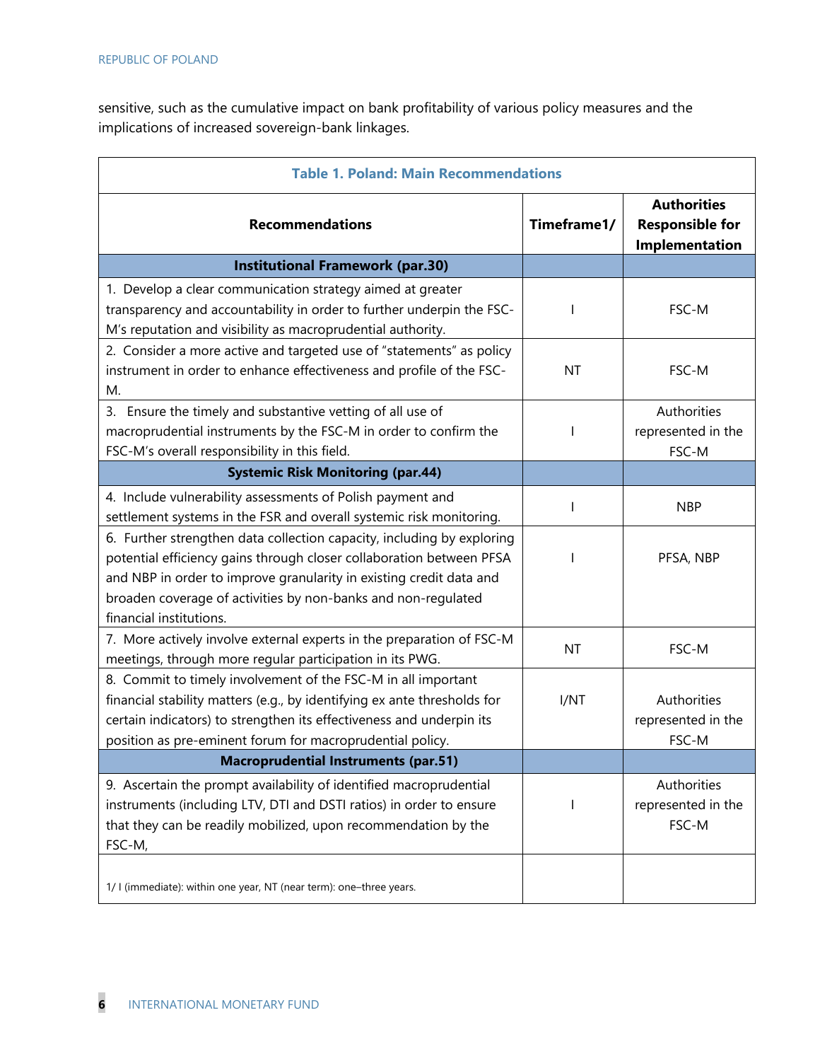sensitive, such as the cumulative impact on bank profitability of various policy measures and the implications of increased sovereign-bank linkages.

**Table 1. Poland: Main Recommendations**

| Recommendations | Timeframe1/ | Authorities Responsible for Implementation |
|---|---|---|
| **Institutional Framework (par.30)** | | |
| 1. Develop a clear communication strategy aimed at greater transparency and accountability in order to further underpin the FSC-M's reputation and visibility as macroprudential authority. | I | FSC-M |
| 2. Consider a more active and targeted use of "statements" as policy instrument in order to enhance effectiveness and profile of the FSC-M. | NT | FSC-M |
| 3. Ensure the timely and substantive vetting of all use of macroprudential instruments by the FSC-M in order to confirm the FSC-M's overall responsibility in this field. | I | Authorities represented in the FSC-M |
| **Systemic Risk Monitoring (par.44)** | | |
| 4. Include vulnerability assessments of Polish payment and settlement systems in the FSR and overall systemic risk monitoring. | I | NBP |
| 6. Further strengthen data collection capacity, including by exploring potential efficiency gains through closer collaboration between PFSA and NBP in order to improve granularity in existing credit data and broaden coverage of activities by non-banks and non-regulated financial institutions. | I | PFSA, NBP |
| 7. More actively involve external experts in the preparation of FSC-M meetings, through more regular participation in its PWG. | NT | FSC-M |
| 8. Commit to timely involvement of the FSC-M in all important financial stability matters (e.g., by identifying ex ante thresholds for certain indicators) to strengthen its effectiveness and underpin its position as pre-eminent forum for macroprudential policy. | I/NT | Authorities represented in the FSC-M |
| **Macroprudential Instruments (par.51)** | | |
| 9. Ascertain the prompt availability of identified macroprudential instruments (including LTV, DTI and DSTI ratios) in order to ensure that they can be readily mobilized, upon recommendation by the FSC-M, | I | Authorities represented in the FSC-M |
| 1/ I (immediate): within one year, NT (near term): one–three years. | | |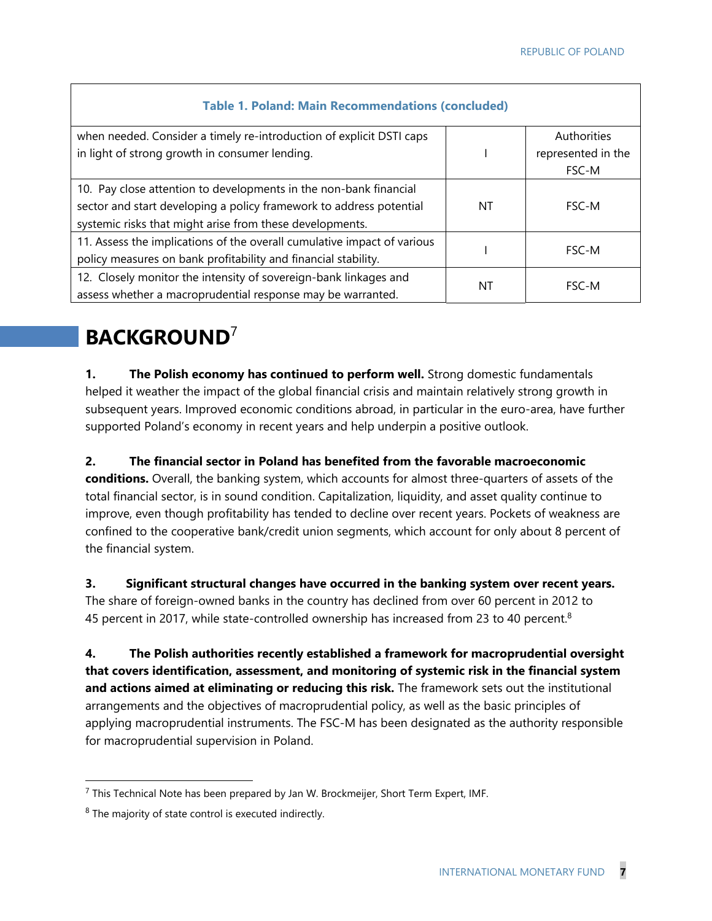**Table 1. Poland: Main Recommendations (concluded)**

| | | |
|---|---|---|
| when needed. Consider a timely re-introduction of explicit DSTI caps in light of strong growth in consumer lending. | I | Authorities represented in the FSC-M |
| 10. Pay close attention to developments in the non-bank financial sector and start developing a policy framework to address potential systemic risks that might arise from these developments. | NT | FSC-M |
| 11. Assess the implications of the overall cumulative impact of various policy measures on bank profitability and financial stability. | I | FSC-M |
| 12. Closely monitor the intensity of sovereign-bank linkages and assess whether a macroprudential response may be warranted. | NT | FSC-M |

# BACKGROUND[7]

**1. The Polish economy has continued to perform well.** Strong domestic fundamentals helped it weather the impact of the global financial crisis and maintain relatively strong growth in subsequent years. Improved economic conditions abroad, in particular in the euro-area, have further supported Poland's economy in recent years and help underpin a positive outlook.

**2. The financial sector in Poland has benefited from the favorable macroeconomic conditions.** Overall, the banking system, which accounts for almost three-quarters of assets of the total financial sector, is in sound condition. Capitalization, liquidity, and asset quality continue to improve, even though profitability has tended to decline over recent years. Pockets of weakness are confined to the cooperative bank/credit union segments, which account for only about 8 percent of the financial system.

**3. Significant structural changes have occurred in the banking system over recent years.** The share of foreign-owned banks in the country has declined from over 60 percent in 2012 to 45 percent in 2017, while state-controlled ownership has increased from 23 to 40 percent.[8]

**4. The Polish authorities recently established a framework for macroprudential oversight that covers identification, assessment, and monitoring of systemic risk in the financial system and actions aimed at eliminating or reducing this risk.** The framework sets out the institutional arrangements and the objectives of macroprudential policy, as well as the basic principles of applying macroprudential instruments. The FSC-M has been designated as the authority responsible for macroprudential supervision in Poland.

---

[7] This Technical Note has been prepared by Jan W. Brockmeijer, Short Term Expert, IMF.

[8] The majority of state control is executed indirectly.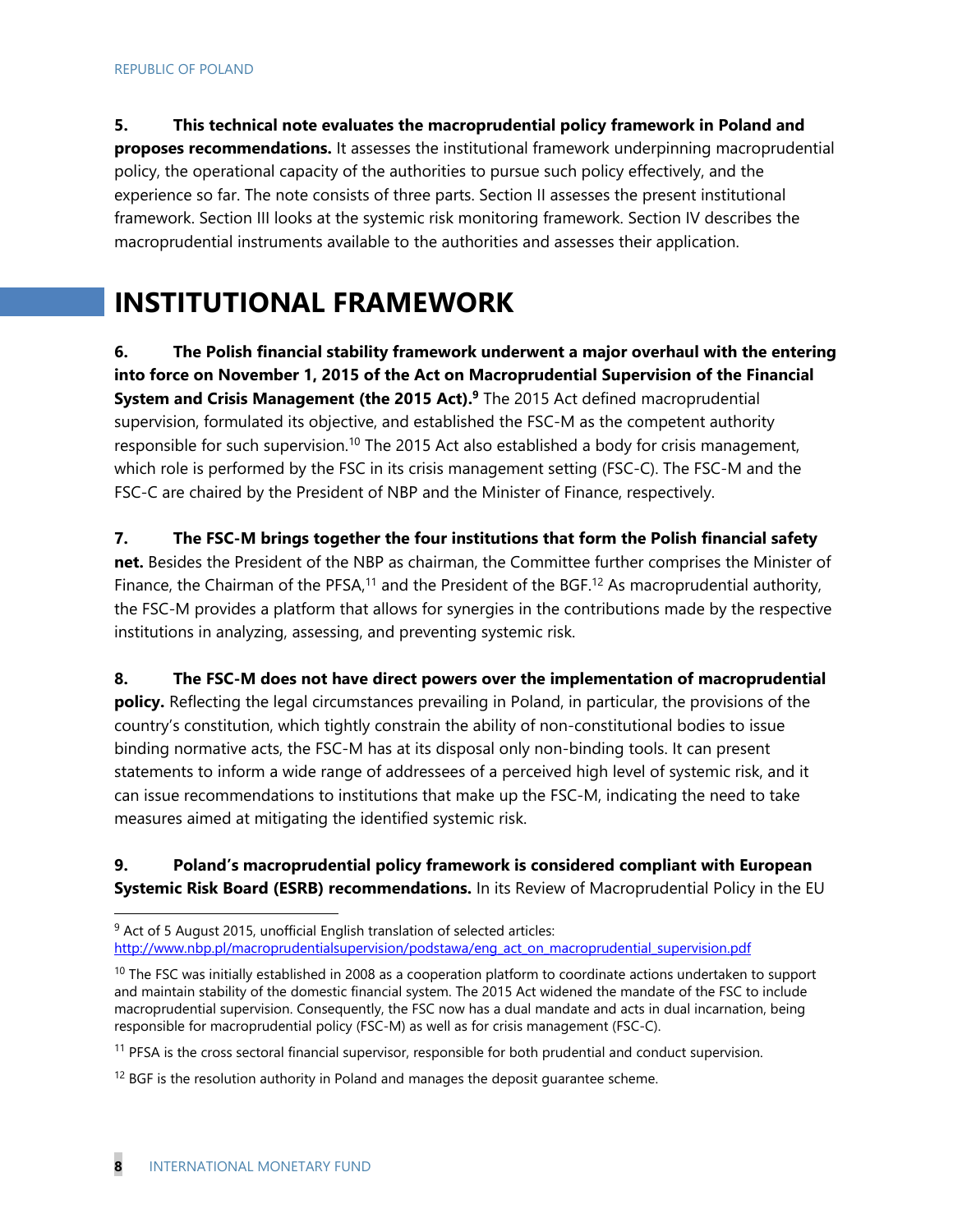**5. This technical note evaluates the macroprudential policy framework in Poland and proposes recommendations.** It assesses the institutional framework underpinning macroprudential policy, the operational capacity of the authorities to pursue such policy effectively, and the experience so far. The note consists of three parts. Section II assesses the present institutional framework. Section III looks at the systemic risk monitoring framework. Section IV describes the macroprudential instruments available to the authorities and assesses their application.

# INSTITUTIONAL FRAMEWORK

**6. The Polish financial stability framework underwent a major overhaul with the entering into force on November 1, 2015 of the Act on Macroprudential Supervision of the Financial System and Crisis Management (the 2015 Act).**[9] The 2015 Act defined macroprudential supervision, formulated its objective, and established the FSC-M as the competent authority responsible for such supervision.[10] The 2015 Act also established a body for crisis management, which role is performed by the FSC in its crisis management setting (FSC-C). The FSC-M and the FSC-C are chaired by the President of NBP and the Minister of Finance, respectively.

**7. The FSC-M brings together the four institutions that form the Polish financial safety net.** Besides the President of the NBP as chairman, the Committee further comprises the Minister of Finance, the Chairman of the PFSA,[11] and the President of the BGF.[12] As macroprudential authority, the FSC-M provides a platform that allows for synergies in the contributions made by the respective institutions in analyzing, assessing, and preventing systemic risk.

**8. The FSC-M does not have direct powers over the implementation of macroprudential policy.** Reflecting the legal circumstances prevailing in Poland, in particular, the provisions of the country's constitution, which tightly constrain the ability of non-constitutional bodies to issue binding normative acts, the FSC-M has at its disposal only non-binding tools. It can present statements to inform a wide range of addressees of a perceived high level of systemic risk, and it can issue recommendations to institutions that make up the FSC-M, indicating the need to take measures aimed at mitigating the identified systemic risk.

**9. Poland's macroprudential policy framework is considered compliant with European Systemic Risk Board (ESRB) recommendations.** In its Review of Macroprudential Policy in the EU

---

[9] Act of 5 August 2015, unofficial English translation of selected articles: http://www.nbp.pl/macroprudentialsupervision/podstawa/eng_act_on_macroprudential_supervision.pdf

[10] The FSC was initially established in 2008 as a cooperation platform to coordinate actions undertaken to support and maintain stability of the domestic financial system. The 2015 Act widened the mandate of the FSC to include macroprudential supervision. Consequently, the FSC now has a dual mandate and acts in dual incarnation, being responsible for macroprudential policy (FSC-M) as well as for crisis management (FSC-C).

[11] PFSA is the cross sectoral financial supervisor, responsible for both prudential and conduct supervision.

[12] BGF is the resolution authority in Poland and manages the deposit guarantee scheme.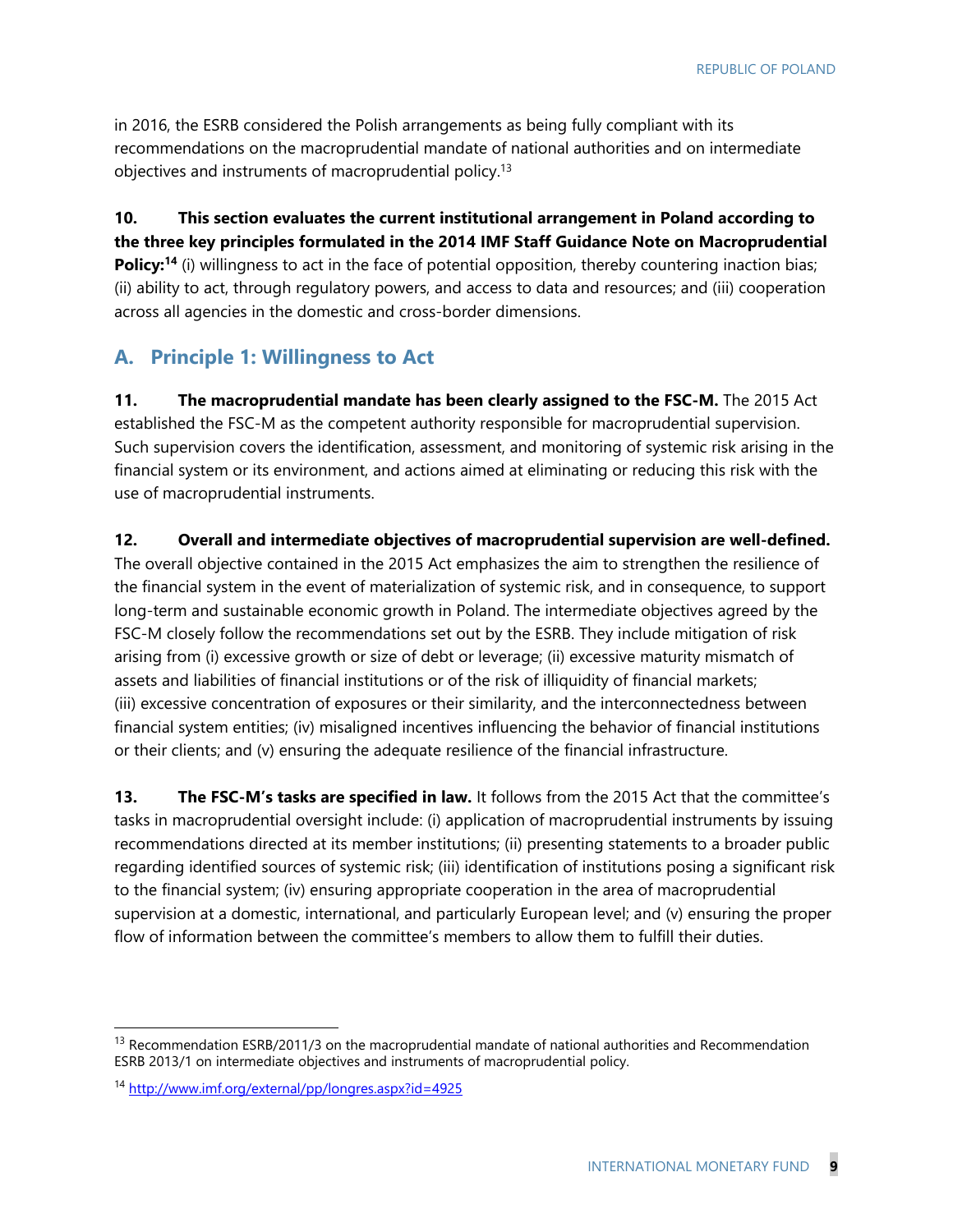in 2016, the ESRB considered the Polish arrangements as being fully compliant with its recommendations on the macroprudential mandate of national authorities and on intermediate objectives and instruments of macroprudential policy.[13]

**10. This section evaluates the current institutional arrangement in Poland according to the three key principles formulated in the 2014 IMF Staff Guidance Note on Macroprudential Policy:[14]** (i) willingness to act in the face of potential opposition, thereby countering inaction bias; (ii) ability to act, through regulatory powers, and access to data and resources; and (iii) cooperation across all agencies in the domestic and cross-border dimensions.

## A. Principle 1: Willingness to Act

**11. The macroprudential mandate has been clearly assigned to the FSC-M.** The 2015 Act established the FSC-M as the competent authority responsible for macroprudential supervision. Such supervision covers the identification, assessment, and monitoring of systemic risk arising in the financial system or its environment, and actions aimed at eliminating or reducing this risk with the use of macroprudential instruments.

**12. Overall and intermediate objectives of macroprudential supervision are well-defined.** The overall objective contained in the 2015 Act emphasizes the aim to strengthen the resilience of the financial system in the event of materialization of systemic risk, and in consequence, to support long-term and sustainable economic growth in Poland. The intermediate objectives agreed by the FSC-M closely follow the recommendations set out by the ESRB. They include mitigation of risk arising from (i) excessive growth or size of debt or leverage; (ii) excessive maturity mismatch of assets and liabilities of financial institutions or of the risk of illiquidity of financial markets; (iii) excessive concentration of exposures or their similarity, and the interconnectedness between financial system entities; (iv) misaligned incentives influencing the behavior of financial institutions or their clients; and (v) ensuring the adequate resilience of the financial infrastructure.

**13. The FSC-M's tasks are specified in law.** It follows from the 2015 Act that the committee's tasks in macroprudential oversight include: (i) application of macroprudential instruments by issuing recommendations directed at its member institutions; (ii) presenting statements to a broader public regarding identified sources of systemic risk; (iii) identification of institutions posing a significant risk to the financial system; (iv) ensuring appropriate cooperation in the area of macroprudential supervision at a domestic, international, and particularly European level; and (v) ensuring the proper flow of information between the committee's members to allow them to fulfill their duties.

---

[13] Recommendation ESRB/2011/3 on the macroprudential mandate of national authorities and Recommendation ESRB 2013/1 on intermediate objectives and instruments of macroprudential policy.

[14] http://www.imf.org/external/pp/longres.aspx?id=4925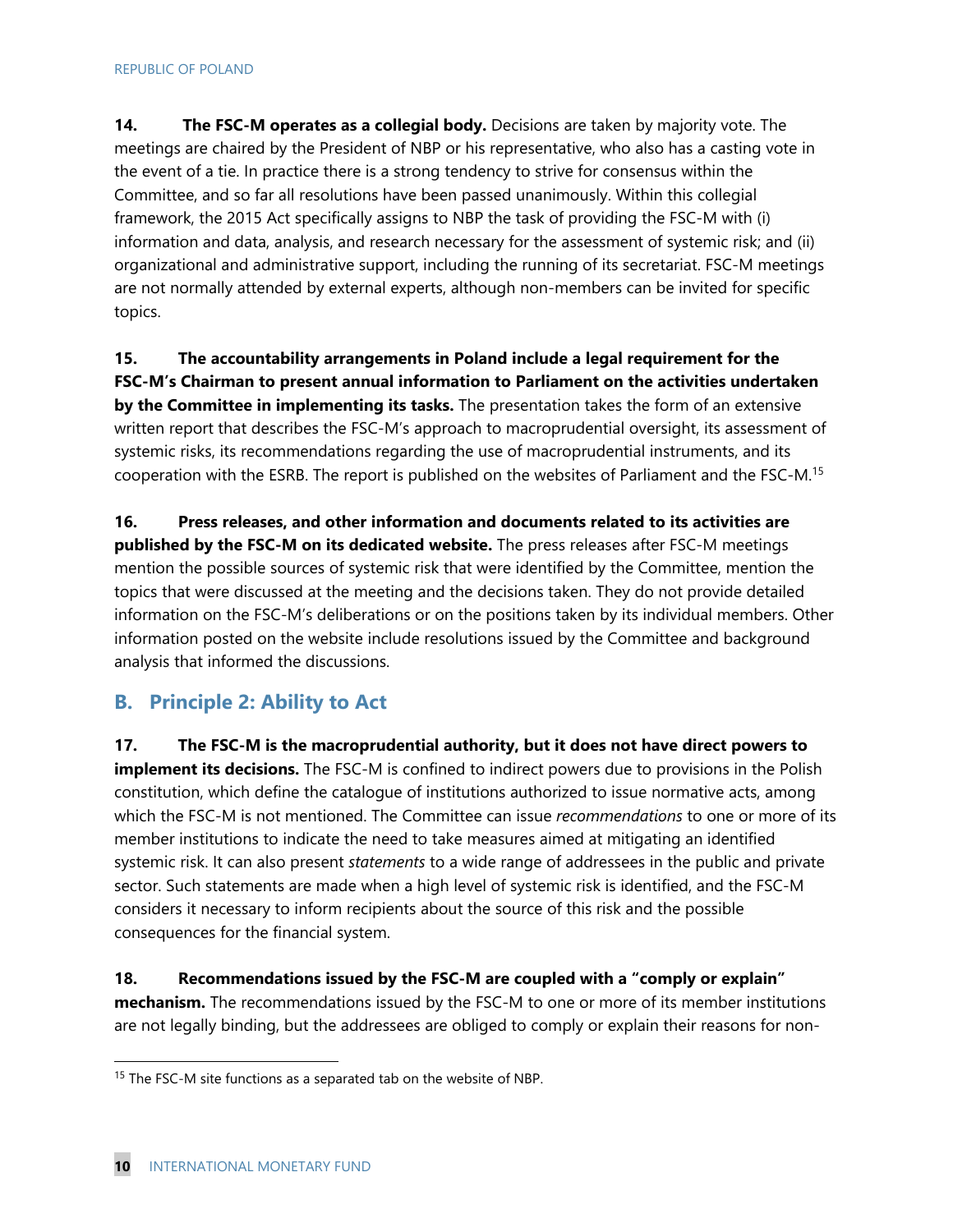**14. The FSC-M operates as a collegial body.** Decisions are taken by majority vote. The meetings are chaired by the President of NBP or his representative, who also has a casting vote in the event of a tie. In practice there is a strong tendency to strive for consensus within the Committee, and so far all resolutions have been passed unanimously. Within this collegial framework, the 2015 Act specifically assigns to NBP the task of providing the FSC-M with (i) information and data, analysis, and research necessary for the assessment of systemic risk; and (ii) organizational and administrative support, including the running of its secretariat. FSC-M meetings are not normally attended by external experts, although non-members can be invited for specific topics.

**15. The accountability arrangements in Poland include a legal requirement for the FSC-M's Chairman to present annual information to Parliament on the activities undertaken by the Committee in implementing its tasks.** The presentation takes the form of an extensive written report that describes the FSC-M's approach to macroprudential oversight, its assessment of systemic risks, its recommendations regarding the use of macroprudential instruments, and its cooperation with the ESRB. The report is published on the websites of Parliament and the FSC-M.[15]

**16. Press releases, and other information and documents related to its activities are published by the FSC-M on its dedicated website.** The press releases after FSC-M meetings mention the possible sources of systemic risk that were identified by the Committee, mention the topics that were discussed at the meeting and the decisions taken. They do not provide detailed information on the FSC-M's deliberations or on the positions taken by its individual members. Other information posted on the website include resolutions issued by the Committee and background analysis that informed the discussions.

## B. Principle 2: Ability to Act

**17. The FSC-M is the macroprudential authority, but it does not have direct powers to implement its decisions.** The FSC-M is confined to indirect powers due to provisions in the Polish constitution, which define the catalogue of institutions authorized to issue normative acts, among which the FSC-M is not mentioned. The Committee can issue *recommendations* to one or more of its member institutions to indicate the need to take measures aimed at mitigating an identified systemic risk. It can also present *statements* to a wide range of addressees in the public and private sector. Such statements are made when a high level of systemic risk is identified, and the FSC-M considers it necessary to inform recipients about the source of this risk and the possible consequences for the financial system.

**18. Recommendations issued by the FSC-M are coupled with a "comply or explain" mechanism.** The recommendations issued by the FSC-M to one or more of its member institutions are not legally binding, but the addressees are obliged to comply or explain their reasons for non-

[15] The FSC-M site functions as a separated tab on the website of NBP.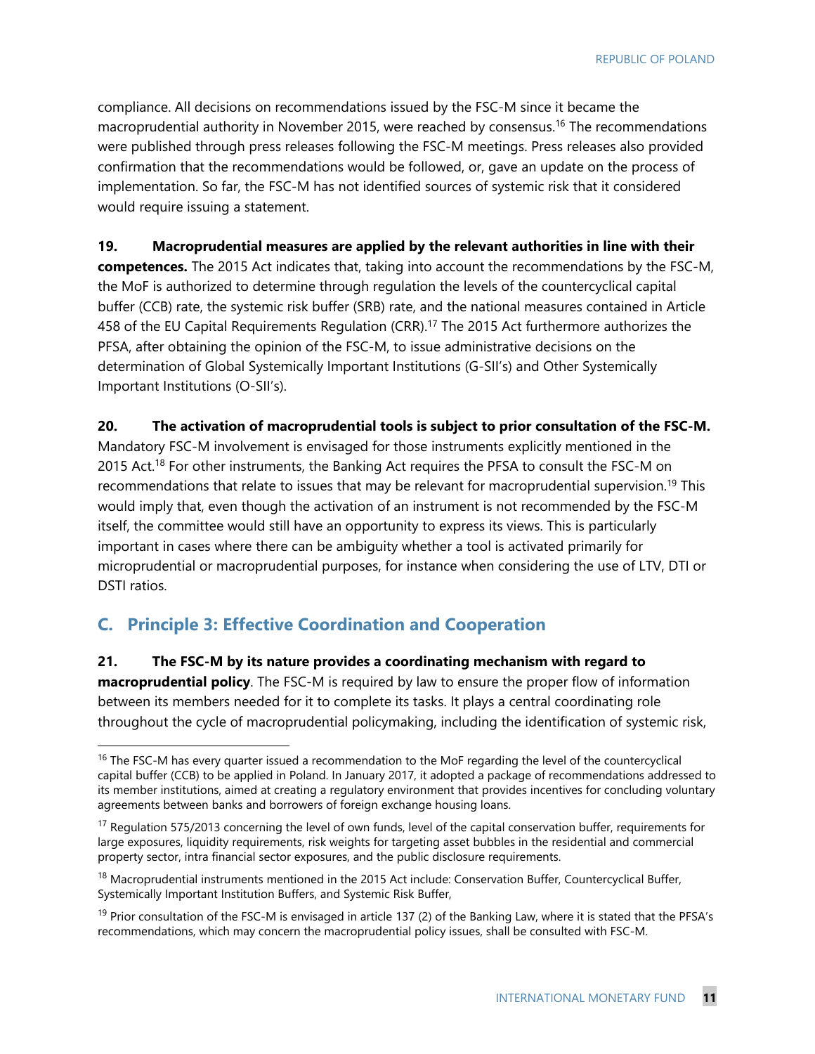compliance. All decisions on recommendations issued by the FSC-M since it became the macroprudential authority in November 2015, were reached by consensus.[16] The recommendations were published through press releases following the FSC-M meetings. Press releases also provided confirmation that the recommendations would be followed, or, gave an update on the process of implementation. So far, the FSC-M has not identified sources of systemic risk that it considered would require issuing a statement.

**19. Macroprudential measures are applied by the relevant authorities in line with their competences.** The 2015 Act indicates that, taking into account the recommendations by the FSC-M, the MoF is authorized to determine through regulation the levels of the countercyclical capital buffer (CCB) rate, the systemic risk buffer (SRB) rate, and the national measures contained in Article 458 of the EU Capital Requirements Regulation (CRR).[17] The 2015 Act furthermore authorizes the PFSA, after obtaining the opinion of the FSC-M, to issue administrative decisions on the determination of Global Systemically Important Institutions (G-SII's) and Other Systemically Important Institutions (O-SII's).

**20. The activation of macroprudential tools is subject to prior consultation of the FSC-M.** Mandatory FSC-M involvement is envisaged for those instruments explicitly mentioned in the 2015 Act.[18] For other instruments, the Banking Act requires the PFSA to consult the FSC-M on recommendations that relate to issues that may be relevant for macroprudential supervision.[19] This would imply that, even though the activation of an instrument is not recommended by the FSC-M itself, the committee would still have an opportunity to express its views. This is particularly important in cases where there can be ambiguity whether a tool is activated primarily for microprudential or macroprudential purposes, for instance when considering the use of LTV, DTI or DSTI ratios.

## C. Principle 3: Effective Coordination and Cooperation

**21. The FSC-M by its nature provides a coordinating mechanism with regard to macroprudential policy**. The FSC-M is required by law to ensure the proper flow of information between its members needed for it to complete its tasks. It plays a central coordinating role throughout the cycle of macroprudential policymaking, including the identification of systemic risk,

---

[16] The FSC-M has every quarter issued a recommendation to the MoF regarding the level of the countercyclical capital buffer (CCB) to be applied in Poland. In January 2017, it adopted a package of recommendations addressed to its member institutions, aimed at creating a regulatory environment that provides incentives for concluding voluntary agreements between banks and borrowers of foreign exchange housing loans.

[17] Regulation 575/2013 concerning the level of own funds, level of the capital conservation buffer, requirements for large exposures, liquidity requirements, risk weights for targeting asset bubbles in the residential and commercial property sector, intra financial sector exposures, and the public disclosure requirements.

[18] Macroprudential instruments mentioned in the 2015 Act include: Conservation Buffer, Countercyclical Buffer, Systemically Important Institution Buffers, and Systemic Risk Buffer,

[19] Prior consultation of the FSC-M is envisaged in article 137 (2) of the Banking Law, where it is stated that the PFSA's recommendations, which may concern the macroprudential policy issues, shall be consulted with FSC-M.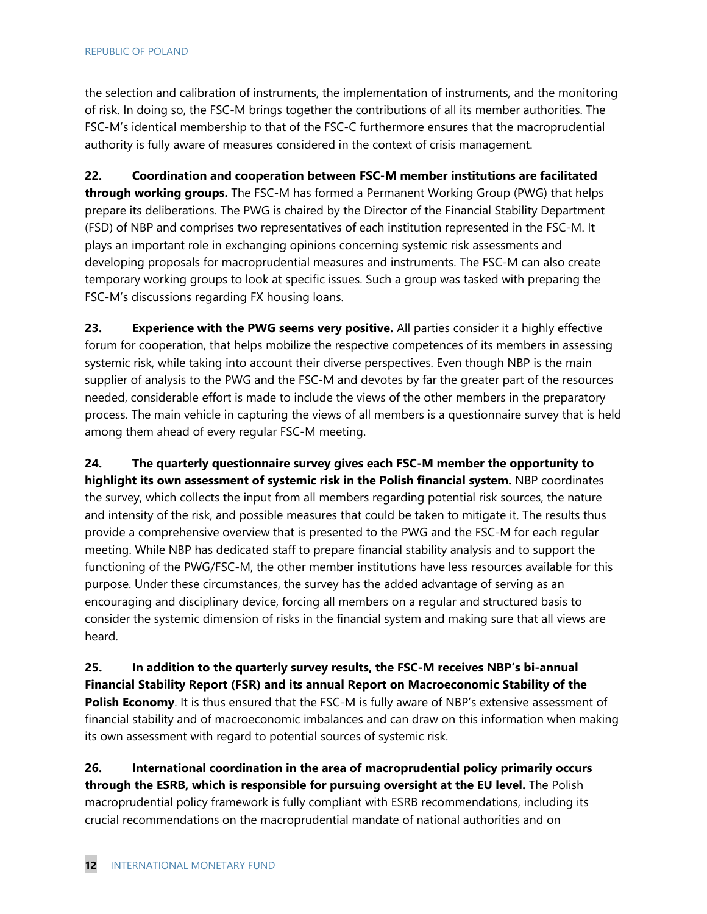the selection and calibration of instruments, the implementation of instruments, and the monitoring of risk. In doing so, the FSC-M brings together the contributions of all its member authorities. The FSC-M's identical membership to that of the FSC-C furthermore ensures that the macroprudential authority is fully aware of measures considered in the context of crisis management.

**22. Coordination and cooperation between FSC-M member institutions are facilitated through working groups.** The FSC-M has formed a Permanent Working Group (PWG) that helps prepare its deliberations. The PWG is chaired by the Director of the Financial Stability Department (FSD) of NBP and comprises two representatives of each institution represented in the FSC-M. It plays an important role in exchanging opinions concerning systemic risk assessments and developing proposals for macroprudential measures and instruments. The FSC-M can also create temporary working groups to look at specific issues. Such a group was tasked with preparing the FSC-M's discussions regarding FX housing loans.

**23. Experience with the PWG seems very positive.** All parties consider it a highly effective forum for cooperation, that helps mobilize the respective competences of its members in assessing systemic risk, while taking into account their diverse perspectives. Even though NBP is the main supplier of analysis to the PWG and the FSC-M and devotes by far the greater part of the resources needed, considerable effort is made to include the views of the other members in the preparatory process. The main vehicle in capturing the views of all members is a questionnaire survey that is held among them ahead of every regular FSC-M meeting.

**24. The quarterly questionnaire survey gives each FSC-M member the opportunity to highlight its own assessment of systemic risk in the Polish financial system.** NBP coordinates the survey, which collects the input from all members regarding potential risk sources, the nature and intensity of the risk, and possible measures that could be taken to mitigate it. The results thus provide a comprehensive overview that is presented to the PWG and the FSC-M for each regular meeting. While NBP has dedicated staff to prepare financial stability analysis and to support the functioning of the PWG/FSC-M, the other member institutions have less resources available for this purpose. Under these circumstances, the survey has the added advantage of serving as an encouraging and disciplinary device, forcing all members on a regular and structured basis to consider the systemic dimension of risks in the financial system and making sure that all views are heard.

**25. In addition to the quarterly survey results, the FSC-M receives NBP's bi-annual Financial Stability Report (FSR) and its annual Report on Macroeconomic Stability of the Polish Economy**. It is thus ensured that the FSC-M is fully aware of NBP's extensive assessment of financial stability and of macroeconomic imbalances and can draw on this information when making its own assessment with regard to potential sources of systemic risk.

**26. International coordination in the area of macroprudential policy primarily occurs through the ESRB, which is responsible for pursuing oversight at the EU level.** The Polish macroprudential policy framework is fully compliant with ESRB recommendations, including its crucial recommendations on the macroprudential mandate of national authorities and on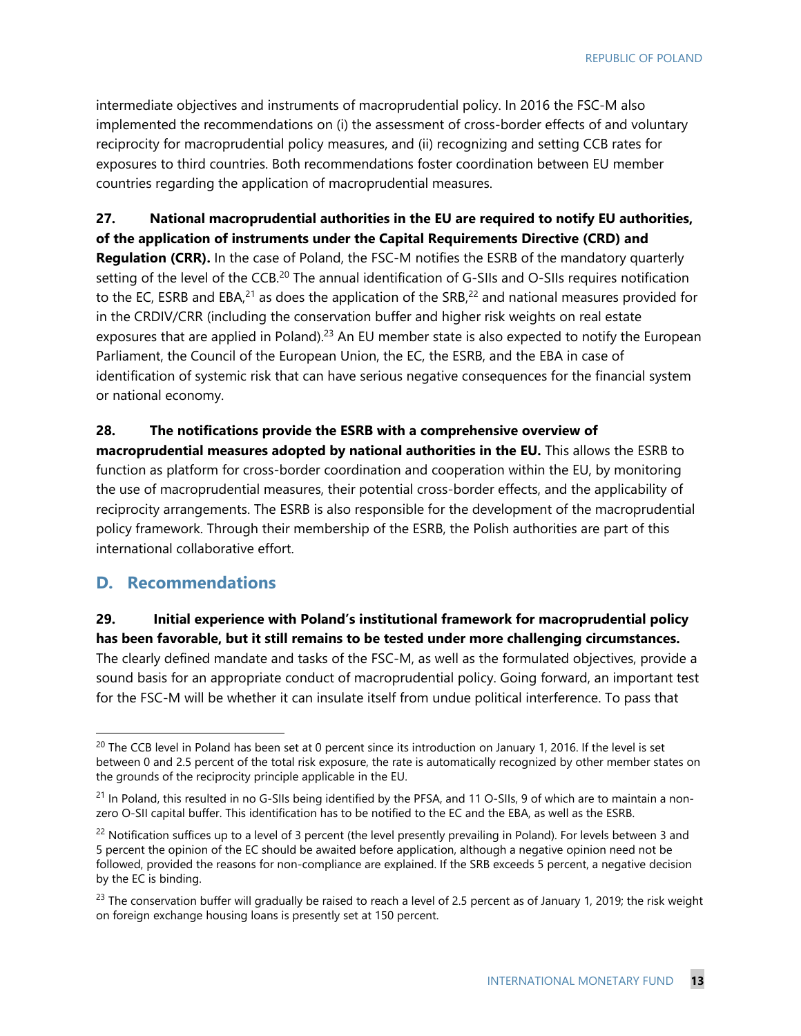intermediate objectives and instruments of macroprudential policy. In 2016 the FSC-M also implemented the recommendations on (i) the assessment of cross-border effects of and voluntary reciprocity for macroprudential policy measures, and (ii) recognizing and setting CCB rates for exposures to third countries. Both recommendations foster coordination between EU member countries regarding the application of macroprudential measures.

**27. National macroprudential authorities in the EU are required to notify EU authorities, of the application of instruments under the Capital Requirements Directive (CRD) and Regulation (CRR).** In the case of Poland, the FSC-M notifies the ESRB of the mandatory quarterly setting of the level of the CCB.[20] The annual identification of G-SIIs and O-SIIs requires notification to the EC, ESRB and EBA,[21] as does the application of the SRB,[22] and national measures provided for in the CRDIV/CRR (including the conservation buffer and higher risk weights on real estate exposures that are applied in Poland).[23] An EU member state is also expected to notify the European Parliament, the Council of the European Union, the EC, the ESRB, and the EBA in case of identification of systemic risk that can have serious negative consequences for the financial system or national economy.

**28. The notifications provide the ESRB with a comprehensive overview of macroprudential measures adopted by national authorities in the EU.** This allows the ESRB to function as platform for cross-border coordination and cooperation within the EU, by monitoring the use of macroprudential measures, their potential cross-border effects, and the applicability of reciprocity arrangements. The ESRB is also responsible for the development of the macroprudential policy framework. Through their membership of the ESRB, the Polish authorities are part of this international collaborative effort.

## D. Recommendations

**29. Initial experience with Poland's institutional framework for macroprudential policy has been favorable, but it still remains to be tested under more challenging circumstances.** The clearly defined mandate and tasks of the FSC-M, as well as the formulated objectives, provide a sound basis for an appropriate conduct of macroprudential policy. Going forward, an important test for the FSC-M will be whether it can insulate itself from undue political interference. To pass that

---

[20] The CCB level in Poland has been set at 0 percent since its introduction on January 1, 2016. If the level is set between 0 and 2.5 percent of the total risk exposure, the rate is automatically recognized by other member states on the grounds of the reciprocity principle applicable in the EU.

[21] In Poland, this resulted in no G-SIIs being identified by the PFSA, and 11 O-SIIs, 9 of which are to maintain a non-zero O-SII capital buffer. This identification has to be notified to the EC and the EBA, as well as the ESRB.

[22] Notification suffices up to a level of 3 percent (the level presently prevailing in Poland). For levels between 3 and 5 percent the opinion of the EC should be awaited before application, although a negative opinion need not be followed, provided the reasons for non-compliance are explained. If the SRB exceeds 5 percent, a negative decision by the EC is binding.

[23] The conservation buffer will gradually be raised to reach a level of 2.5 percent as of January 1, 2019; the risk weight on foreign exchange housing loans is presently set at 150 percent.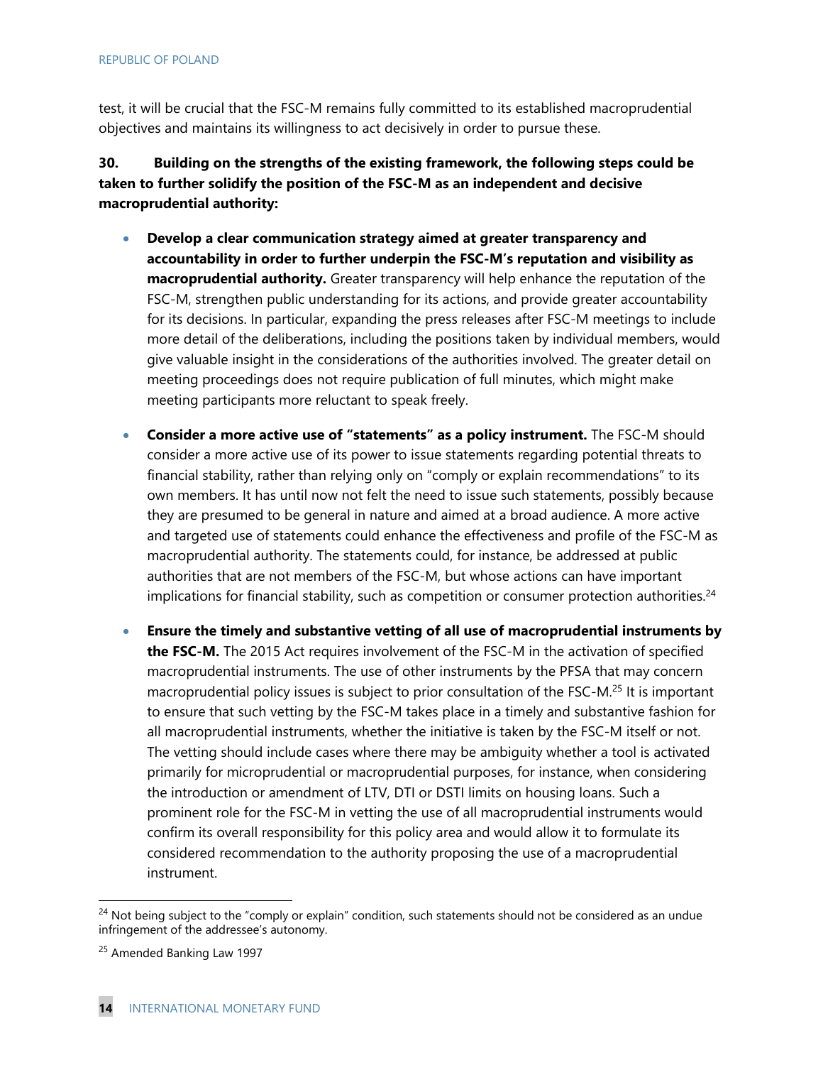test, it will be crucial that the FSC-M remains fully committed to its established macroprudential objectives and maintains its willingness to act decisively in order to pursue these.

**30. Building on the strengths of the existing framework, the following steps could be taken to further solidify the position of the FSC-M as an independent and decisive macroprudential authority:**

- **Develop a clear communication strategy aimed at greater transparency and accountability in order to further underpin the FSC-M's reputation and visibility as macroprudential authority.** Greater transparency will help enhance the reputation of the FSC-M, strengthen public understanding for its actions, and provide greater accountability for its decisions. In particular, expanding the press releases after FSC-M meetings to include more detail of the deliberations, including the positions taken by individual members, would give valuable insight in the considerations of the authorities involved. The greater detail on meeting proceedings does not require publication of full minutes, which might make meeting participants more reluctant to speak freely.

- **Consider a more active use of "statements" as a policy instrument.** The FSC-M should consider a more active use of its power to issue statements regarding potential threats to financial stability, rather than relying only on "comply or explain recommendations" to its own members. It has until now not felt the need to issue such statements, possibly because they are presumed to be general in nature and aimed at a broad audience. A more active and targeted use of statements could enhance the effectiveness and profile of the FSC-M as macroprudential authority. The statements could, for instance, be addressed at public authorities that are not members of the FSC-M, but whose actions can have important implications for financial stability, such as competition or consumer protection authorities.[24]

- **Ensure the timely and substantive vetting of all use of macroprudential instruments by the FSC-M.** The 2015 Act requires involvement of the FSC-M in the activation of specified macroprudential instruments. The use of other instruments by the PFSA that may concern macroprudential policy issues is subject to prior consultation of the FSC-M.[25] It is important to ensure that such vetting by the FSC-M takes place in a timely and substantive fashion for all macroprudential instruments, whether the initiative is taken by the FSC-M itself or not. The vetting should include cases where there may be ambiguity whether a tool is activated primarily for microprudential or macroprudential purposes, for instance, when considering the introduction or amendment of LTV, DTI or DSTI limits on housing loans. Such a prominent role for the FSC-M in vetting the use of all macroprudential instruments would confirm its overall responsibility for this policy area and would allow it to formulate its considered recommendation to the authority proposing the use of a macroprudential instrument.

---

[24] Not being subject to the "comply or explain" condition, such statements should not be considered as an undue infringement of the addressee's autonomy.

[25] Amended Banking Law 1997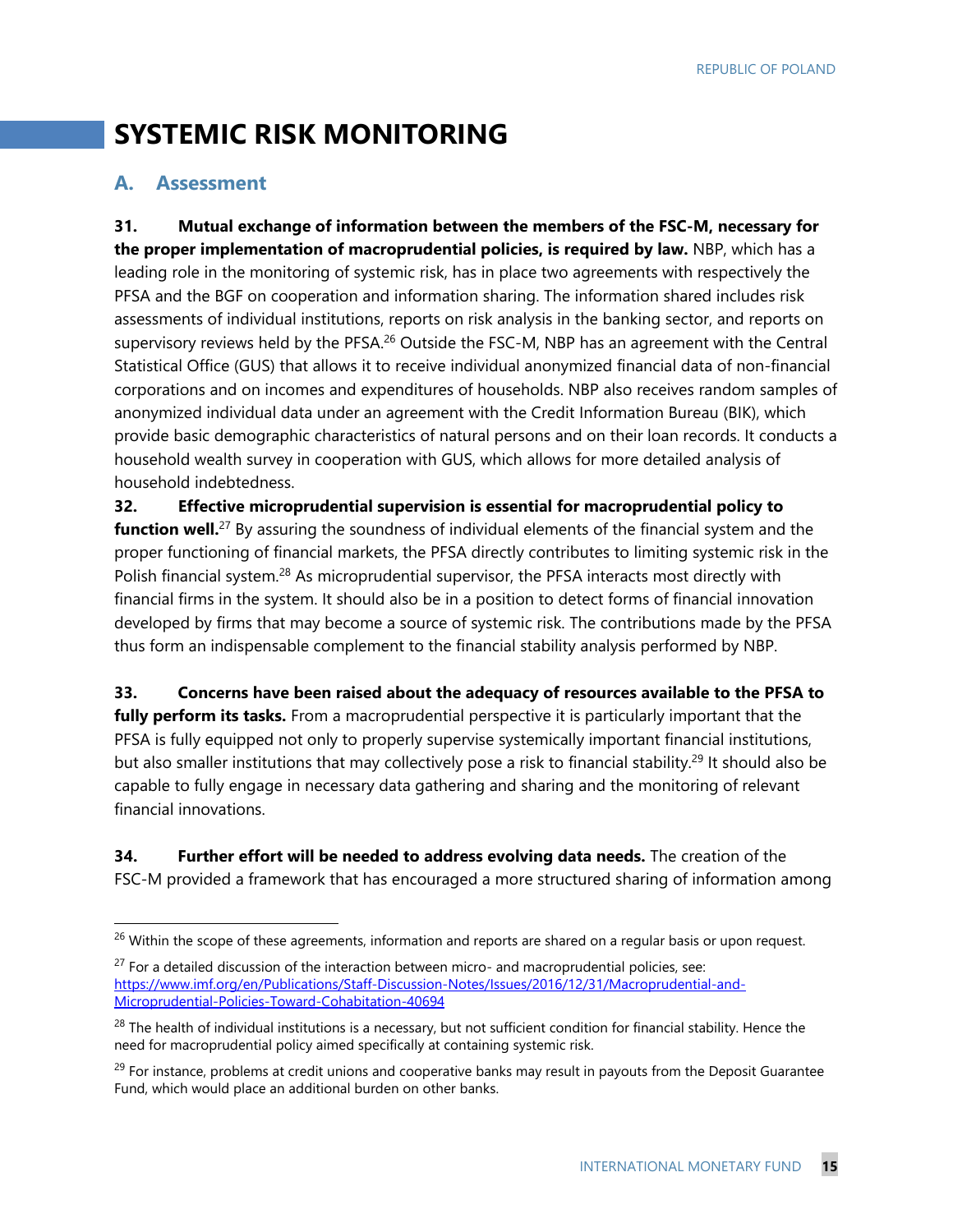# SYSTEMIC RISK MONITORING

## A. Assessment

**31. Mutual exchange of information between the members of the FSC-M, necessary for the proper implementation of macroprudential policies, is required by law.** NBP, which has a leading role in the monitoring of systemic risk, has in place two agreements with respectively the PFSA and the BGF on cooperation and information sharing. The information shared includes risk assessments of individual institutions, reports on risk analysis in the banking sector, and reports on supervisory reviews held by the PFSA.[26] Outside the FSC-M, NBP has an agreement with the Central Statistical Office (GUS) that allows it to receive individual anonymized financial data of non-financial corporations and on incomes and expenditures of households. NBP also receives random samples of anonymized individual data under an agreement with the Credit Information Bureau (BIK), which provide basic demographic characteristics of natural persons and on their loan records. It conducts a household wealth survey in cooperation with GUS, which allows for more detailed analysis of household indebtedness.

**32. Effective microprudential supervision is essential for macroprudential policy to function well.**[27] By assuring the soundness of individual elements of the financial system and the proper functioning of financial markets, the PFSA directly contributes to limiting systemic risk in the Polish financial system.[28] As microprudential supervisor, the PFSA interacts most directly with financial firms in the system. It should also be in a position to detect forms of financial innovation developed by firms that may become a source of systemic risk. The contributions made by the PFSA thus form an indispensable complement to the financial stability analysis performed by NBP.

**33. Concerns have been raised about the adequacy of resources available to the PFSA to fully perform its tasks.** From a macroprudential perspective it is particularly important that the PFSA is fully equipped not only to properly supervise systemically important financial institutions, but also smaller institutions that may collectively pose a risk to financial stability.[29] It should also be capable to fully engage in necessary data gathering and sharing and the monitoring of relevant financial innovations.

**34. Further effort will be needed to address evolving data needs.** The creation of the FSC-M provided a framework that has encouraged a more structured sharing of information among

---

[26] Within the scope of these agreements, information and reports are shared on a regular basis or upon request.

[27] For a detailed discussion of the interaction between micro- and macroprudential policies, see: https://www.imf.org/en/Publications/Staff-Discussion-Notes/Issues/2016/12/31/Macroprudential-and-Microprudential-Policies-Toward-Cohabitation-40694

[28] The health of individual institutions is a necessary, but not sufficient condition for financial stability. Hence the need for macroprudential policy aimed specifically at containing systemic risk.

[29] For instance, problems at credit unions and cooperative banks may result in payouts from the Deposit Guarantee Fund, which would place an additional burden on other banks.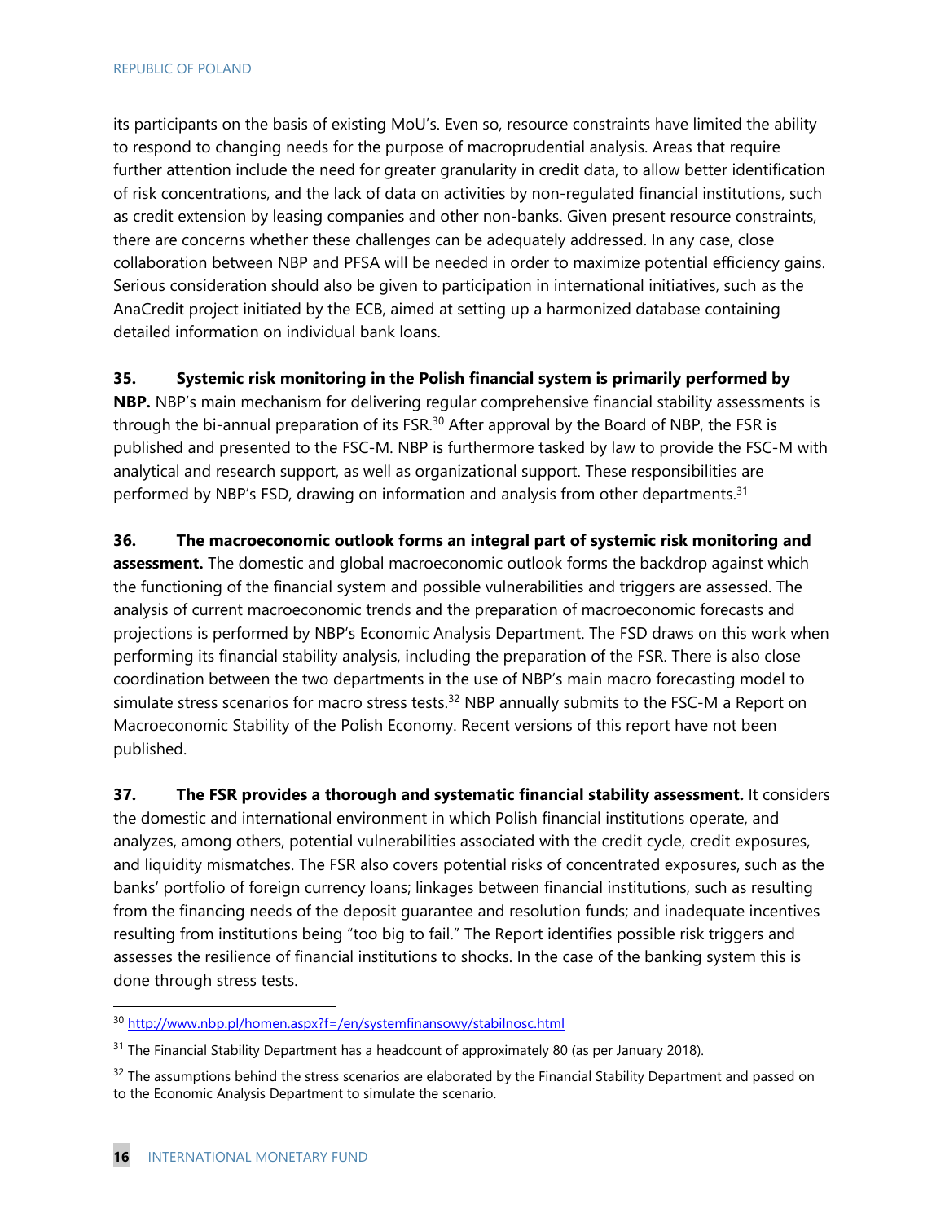its participants on the basis of existing MoU's. Even so, resource constraints have limited the ability to respond to changing needs for the purpose of macroprudential analysis. Areas that require further attention include the need for greater granularity in credit data, to allow better identification of risk concentrations, and the lack of data on activities by non-regulated financial institutions, such as credit extension by leasing companies and other non-banks. Given present resource constraints, there are concerns whether these challenges can be adequately addressed. In any case, close collaboration between NBP and PFSA will be needed in order to maximize potential efficiency gains. Serious consideration should also be given to participation in international initiatives, such as the AnaCredit project initiated by the ECB, aimed at setting up a harmonized database containing detailed information on individual bank loans.

**35. Systemic risk monitoring in the Polish financial system is primarily performed by NBP.** NBP's main mechanism for delivering regular comprehensive financial stability assessments is through the bi-annual preparation of its FSR.[30] After approval by the Board of NBP, the FSR is published and presented to the FSC-M. NBP is furthermore tasked by law to provide the FSC-M with analytical and research support, as well as organizational support. These responsibilities are performed by NBP's FSD, drawing on information and analysis from other departments.[31]

**36. The macroeconomic outlook forms an integral part of systemic risk monitoring and assessment.** The domestic and global macroeconomic outlook forms the backdrop against which the functioning of the financial system and possible vulnerabilities and triggers are assessed. The analysis of current macroeconomic trends and the preparation of macroeconomic forecasts and projections is performed by NBP's Economic Analysis Department. The FSD draws on this work when performing its financial stability analysis, including the preparation of the FSR. There is also close coordination between the two departments in the use of NBP's main macro forecasting model to simulate stress scenarios for macro stress tests.[32] NBP annually submits to the FSC-M a Report on Macroeconomic Stability of the Polish Economy. Recent versions of this report have not been published.

**37. The FSR provides a thorough and systematic financial stability assessment.** It considers the domestic and international environment in which Polish financial institutions operate, and analyzes, among others, potential vulnerabilities associated with the credit cycle, credit exposures, and liquidity mismatches. The FSR also covers potential risks of concentrated exposures, such as the banks' portfolio of foreign currency loans; linkages between financial institutions, such as resulting from the financing needs of the deposit guarantee and resolution funds; and inadequate incentives resulting from institutions being "too big to fail." The Report identifies possible risk triggers and assesses the resilience of financial institutions to shocks. In the case of the banking system this is done through stress tests.

---

[30] http://www.nbp.pl/homen.aspx?f=/en/systemfinansowy/stabilnosc.html

[31] The Financial Stability Department has a headcount of approximately 80 (as per January 2018).

[32] The assumptions behind the stress scenarios are elaborated by the Financial Stability Department and passed on to the Economic Analysis Department to simulate the scenario.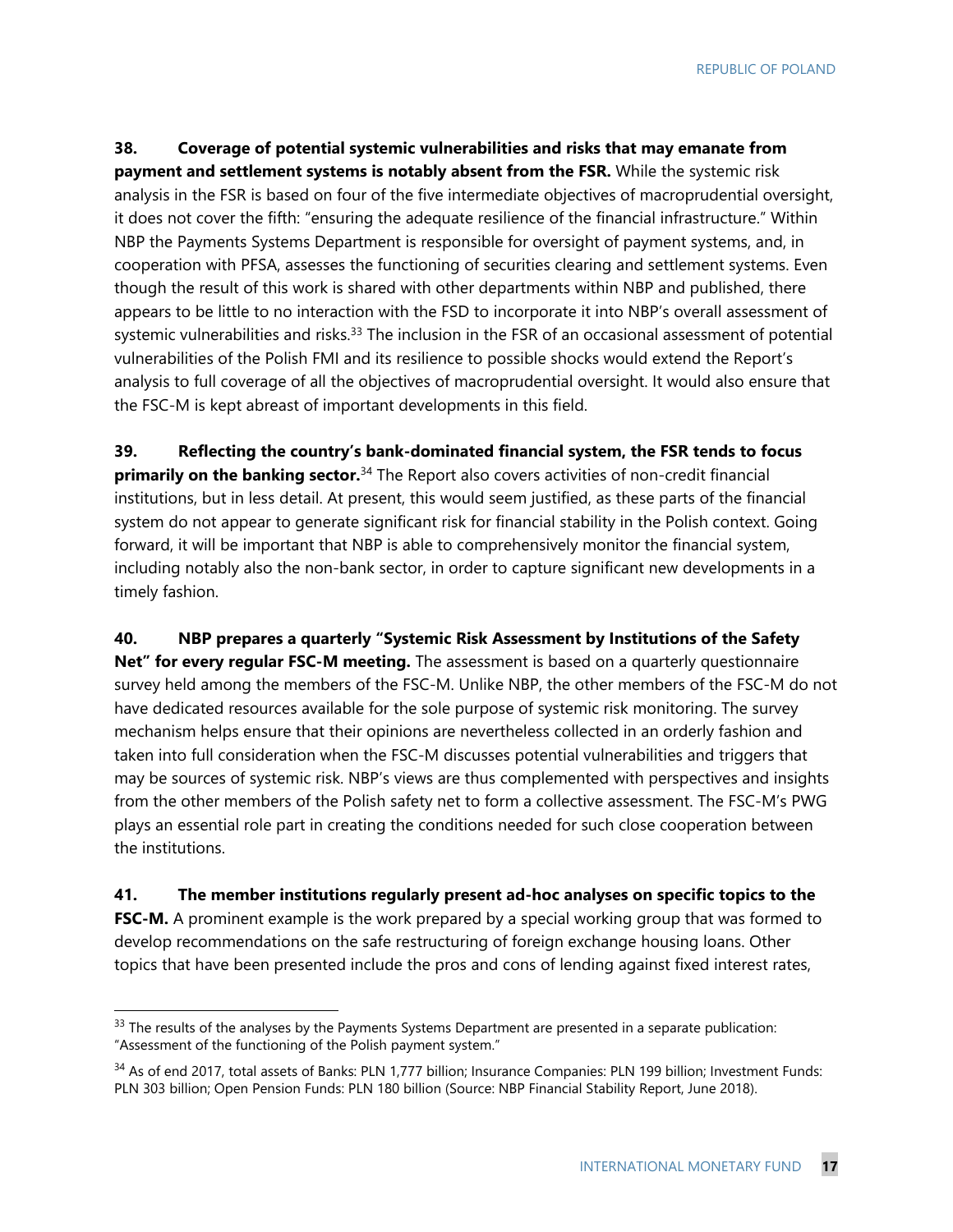**38. Coverage of potential systemic vulnerabilities and risks that may emanate from payment and settlement systems is notably absent from the FSR.** While the systemic risk analysis in the FSR is based on four of the five intermediate objectives of macroprudential oversight, it does not cover the fifth: "ensuring the adequate resilience of the financial infrastructure." Within NBP the Payments Systems Department is responsible for oversight of payment systems, and, in cooperation with PFSA, assesses the functioning of securities clearing and settlement systems. Even though the result of this work is shared with other departments within NBP and published, there appears to be little to no interaction with the FSD to incorporate it into NBP's overall assessment of systemic vulnerabilities and risks.[33] The inclusion in the FSR of an occasional assessment of potential vulnerabilities of the Polish FMI and its resilience to possible shocks would extend the Report's analysis to full coverage of all the objectives of macroprudential oversight. It would also ensure that the FSC-M is kept abreast of important developments in this field.

**39. Reflecting the country's bank-dominated financial system, the FSR tends to focus primarily on the banking sector.**[34] The Report also covers activities of non-credit financial institutions, but in less detail. At present, this would seem justified, as these parts of the financial system do not appear to generate significant risk for financial stability in the Polish context. Going forward, it will be important that NBP is able to comprehensively monitor the financial system, including notably also the non-bank sector, in order to capture significant new developments in a timely fashion.

**40. NBP prepares a quarterly "Systemic Risk Assessment by Institutions of the Safety Net" for every regular FSC-M meeting.** The assessment is based on a quarterly questionnaire survey held among the members of the FSC-M. Unlike NBP, the other members of the FSC-M do not have dedicated resources available for the sole purpose of systemic risk monitoring. The survey mechanism helps ensure that their opinions are nevertheless collected in an orderly fashion and taken into full consideration when the FSC-M discusses potential vulnerabilities and triggers that may be sources of systemic risk. NBP's views are thus complemented with perspectives and insights from the other members of the Polish safety net to form a collective assessment. The FSC-M's PWG plays an essential role part in creating the conditions needed for such close cooperation between the institutions.

**41. The member institutions regularly present ad-hoc analyses on specific topics to the FSC-M.** A prominent example is the work prepared by a special working group that was formed to develop recommendations on the safe restructuring of foreign exchange housing loans. Other topics that have been presented include the pros and cons of lending against fixed interest rates,

---

[33] The results of the analyses by the Payments Systems Department are presented in a separate publication: "Assessment of the functioning of the Polish payment system."

[34] As of end 2017, total assets of Banks: PLN 1,777 billion; Insurance Companies: PLN 199 billion; Investment Funds: PLN 303 billion; Open Pension Funds: PLN 180 billion (Source: NBP Financial Stability Report, June 2018).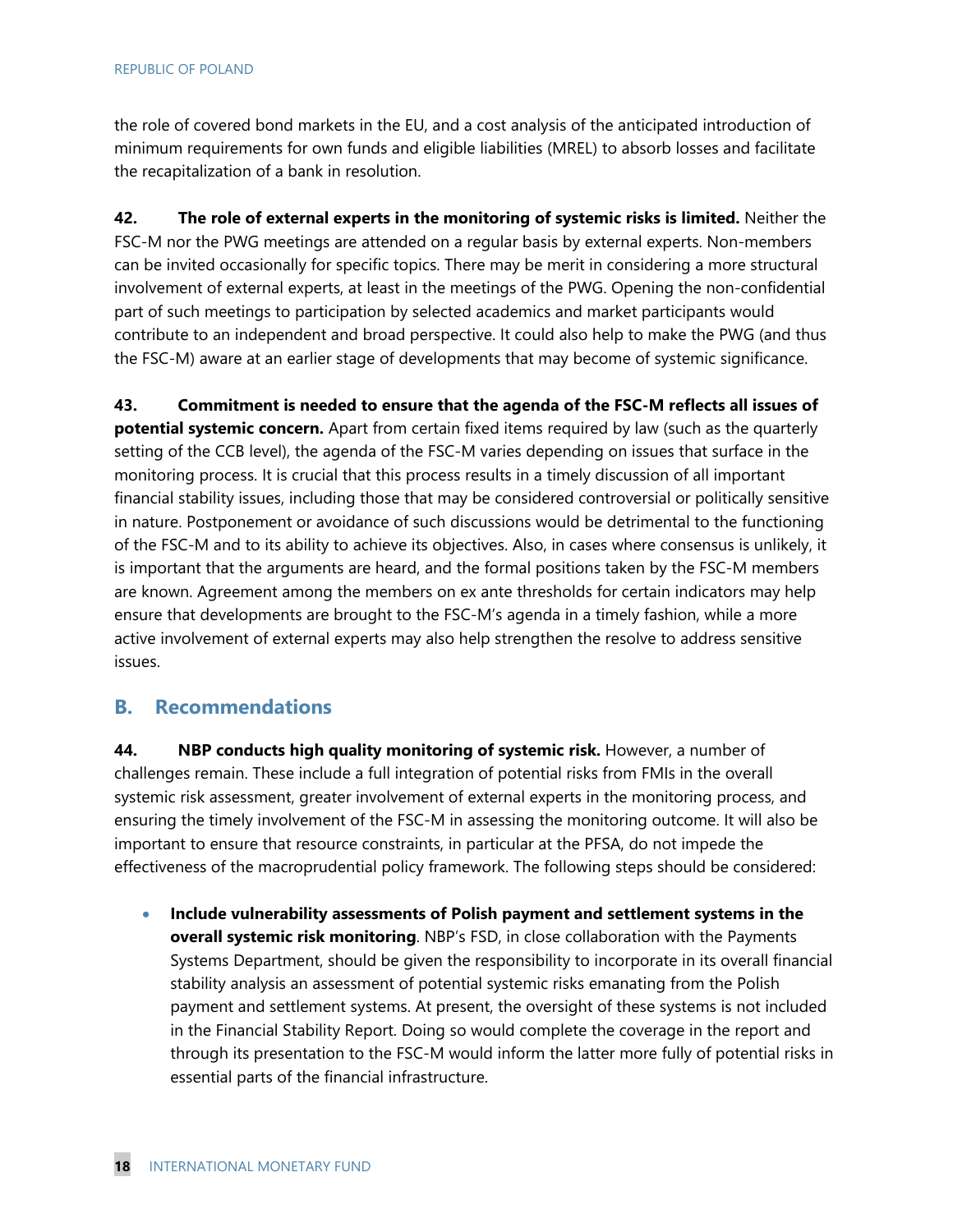the role of covered bond markets in the EU, and a cost analysis of the anticipated introduction of minimum requirements for own funds and eligible liabilities (MREL) to absorb losses and facilitate the recapitalization of a bank in resolution.

**42. The role of external experts in the monitoring of systemic risks is limited.** Neither the FSC-M nor the PWG meetings are attended on a regular basis by external experts. Non-members can be invited occasionally for specific topics. There may be merit in considering a more structural involvement of external experts, at least in the meetings of the PWG. Opening the non-confidential part of such meetings to participation by selected academics and market participants would contribute to an independent and broad perspective. It could also help to make the PWG (and thus the FSC-M) aware at an earlier stage of developments that may become of systemic significance.

**43. Commitment is needed to ensure that the agenda of the FSC-M reflects all issues of potential systemic concern.** Apart from certain fixed items required by law (such as the quarterly setting of the CCB level), the agenda of the FSC-M varies depending on issues that surface in the monitoring process. It is crucial that this process results in a timely discussion of all important financial stability issues, including those that may be considered controversial or politically sensitive in nature. Postponement or avoidance of such discussions would be detrimental to the functioning of the FSC-M and to its ability to achieve its objectives. Also, in cases where consensus is unlikely, it is important that the arguments are heard, and the formal positions taken by the FSC-M members are known. Agreement among the members on ex ante thresholds for certain indicators may help ensure that developments are brought to the FSC-M's agenda in a timely fashion, while a more active involvement of external experts may also help strengthen the resolve to address sensitive issues.

## B. Recommendations

**44. NBP conducts high quality monitoring of systemic risk.** However, a number of challenges remain. These include a full integration of potential risks from FMIs in the overall systemic risk assessment, greater involvement of external experts in the monitoring process, and ensuring the timely involvement of the FSC-M in assessing the monitoring outcome. It will also be important to ensure that resource constraints, in particular at the PFSA, do not impede the effectiveness of the macroprudential policy framework. The following steps should be considered:

- **Include vulnerability assessments of Polish payment and settlement systems in the overall systemic risk monitoring**. NBP's FSD, in close collaboration with the Payments Systems Department, should be given the responsibility to incorporate in its overall financial stability analysis an assessment of potential systemic risks emanating from the Polish payment and settlement systems. At present, the oversight of these systems is not included in the Financial Stability Report. Doing so would complete the coverage in the report and through its presentation to the FSC-M would inform the latter more fully of potential risks in essential parts of the financial infrastructure.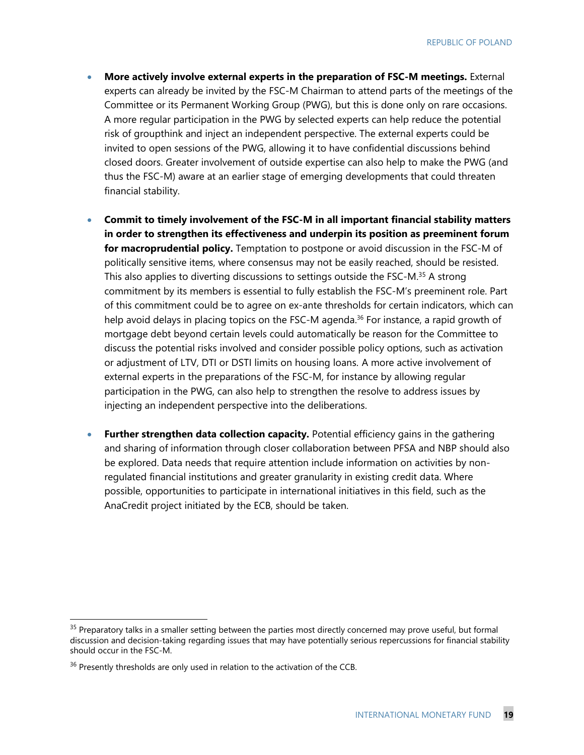- **More actively involve external experts in the preparation of FSC-M meetings.** External experts can already be invited by the FSC-M Chairman to attend parts of the meetings of the Committee or its Permanent Working Group (PWG), but this is done only on rare occasions. A more regular participation in the PWG by selected experts can help reduce the potential risk of groupthink and inject an independent perspective. The external experts could be invited to open sessions of the PWG, allowing it to have confidential discussions behind closed doors. Greater involvement of outside expertise can also help to make the PWG (and thus the FSC-M) aware at an earlier stage of emerging developments that could threaten financial stability.

- **Commit to timely involvement of the FSC-M in all important financial stability matters in order to strengthen its effectiveness and underpin its position as preeminent forum for macroprudential policy.** Temptation to postpone or avoid discussion in the FSC-M of politically sensitive items, where consensus may not be easily reached, should be resisted. This also applies to diverting discussions to settings outside the FSC-M.[35] A strong commitment by its members is essential to fully establish the FSC-M's preeminent role. Part of this commitment could be to agree on ex-ante thresholds for certain indicators, which can help avoid delays in placing topics on the FSC-M agenda.[36] For instance, a rapid growth of mortgage debt beyond certain levels could automatically be reason for the Committee to discuss the potential risks involved and consider possible policy options, such as activation or adjustment of LTV, DTI or DSTI limits on housing loans. A more active involvement of external experts in the preparations of the FSC-M, for instance by allowing regular participation in the PWG, can also help to strengthen the resolve to address issues by injecting an independent perspective into the deliberations.

- **Further strengthen data collection capacity.** Potential efficiency gains in the gathering and sharing of information through closer collaboration between PFSA and NBP should also be explored. Data needs that require attention include information on activities by non-regulated financial institutions and greater granularity in existing credit data. Where possible, opportunities to participate in international initiatives in this field, such as the AnaCredit project initiated by the ECB, should be taken.

---

[35] Preparatory talks in a smaller setting between the parties most directly concerned may prove useful, but formal discussion and decision-taking regarding issues that may have potentially serious repercussions for financial stability should occur in the FSC-M.

[36] Presently thresholds are only used in relation to the activation of the CCB.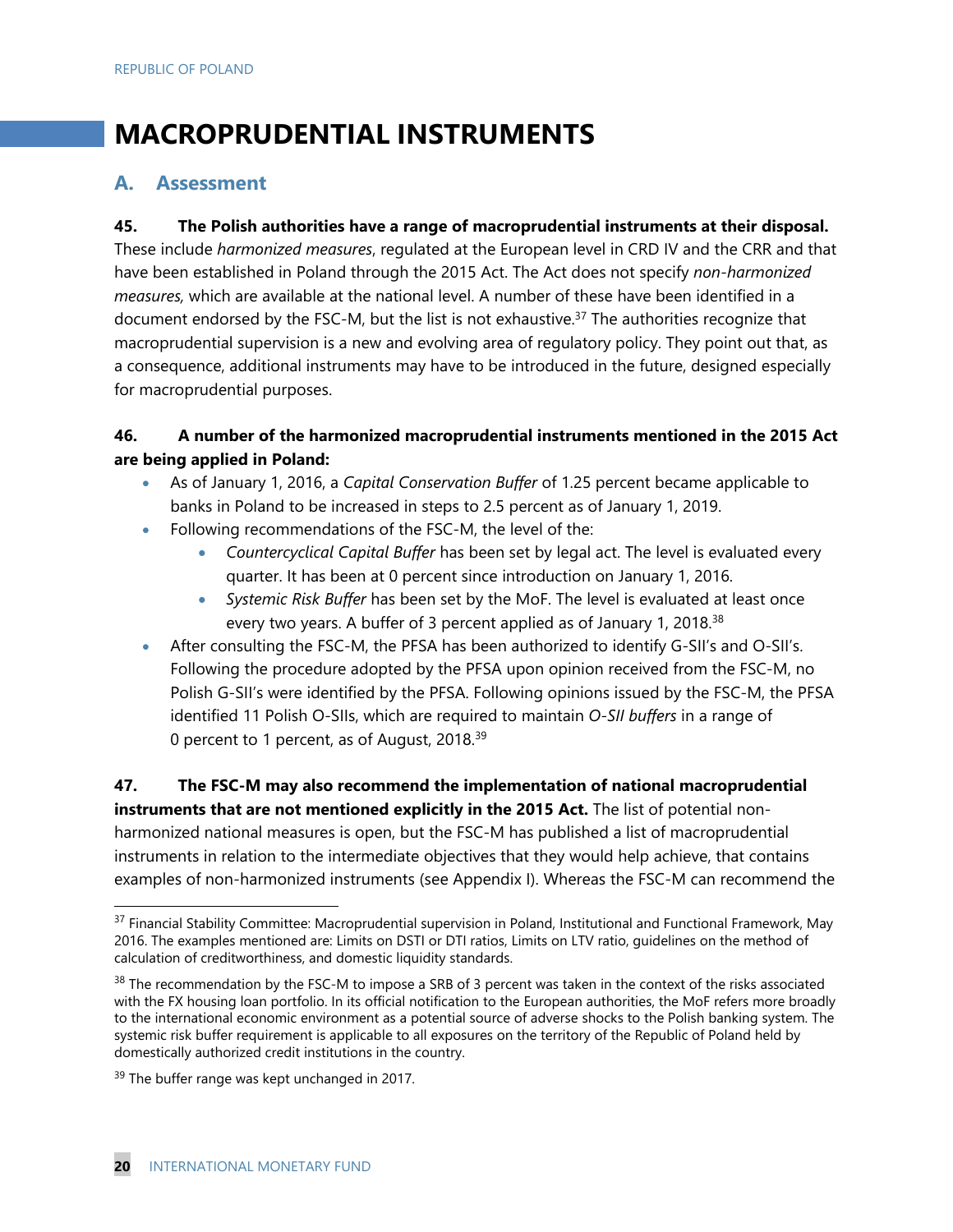# MACROPRUDENTIAL INSTRUMENTS

## A. Assessment

**45. The Polish authorities have a range of macroprudential instruments at their disposal.** These include *harmonized measures*, regulated at the European level in CRD IV and the CRR and that have been established in Poland through the 2015 Act. The Act does not specify *non-harmonized measures,* which are available at the national level. A number of these have been identified in a document endorsed by the FSC-M, but the list is not exhaustive.[37] The authorities recognize that macroprudential supervision is a new and evolving area of regulatory policy. They point out that, as a consequence, additional instruments may have to be introduced in the future, designed especially for macroprudential purposes.

**46. A number of the harmonized macroprudential instruments mentioned in the 2015 Act are being applied in Poland:**

- As of January 1, 2016, a *Capital Conservation Buffer* of 1.25 percent became applicable to banks in Poland to be increased in steps to 2.5 percent as of January 1, 2019.
- Following recommendations of the FSC-M, the level of the:
  - *Countercyclical Capital Buffer* has been set by legal act. The level is evaluated every quarter. It has been at 0 percent since introduction on January 1, 2016.
  - *Systemic Risk Buffer* has been set by the MoF. The level is evaluated at least once every two years. A buffer of 3 percent applied as of January 1, 2018.[38]
- After consulting the FSC-M, the PFSA has been authorized to identify G-SII's and O-SII's. Following the procedure adopted by the PFSA upon opinion received from the FSC-M, no Polish G-SII's were identified by the PFSA. Following opinions issued by the FSC-M, the PFSA identified 11 Polish O-SIIs, which are required to maintain *O-SII buffers* in a range of 0 percent to 1 percent, as of August, 2018.[39]

**47. The FSC-M may also recommend the implementation of national macroprudential instruments that are not mentioned explicitly in the 2015 Act.** The list of potential non-harmonized national measures is open, but the FSC-M has published a list of macroprudential instruments in relation to the intermediate objectives that they would help achieve, that contains examples of non-harmonized instruments (see Appendix I). Whereas the FSC-M can recommend the

---

[37] Financial Stability Committee: Macroprudential supervision in Poland, Institutional and Functional Framework, May 2016. The examples mentioned are: Limits on DSTI or DTI ratios, Limits on LTV ratio, guidelines on the method of calculation of creditworthiness, and domestic liquidity standards.

[38] The recommendation by the FSC-M to impose a SRB of 3 percent was taken in the context of the risks associated with the FX housing loan portfolio. In its official notification to the European authorities, the MoF refers more broadly to the international economic environment as a potential source of adverse shocks to the Polish banking system. The systemic risk buffer requirement is applicable to all exposures on the territory of the Republic of Poland held by domestically authorized credit institutions in the country.

[39] The buffer range was kept unchanged in 2017.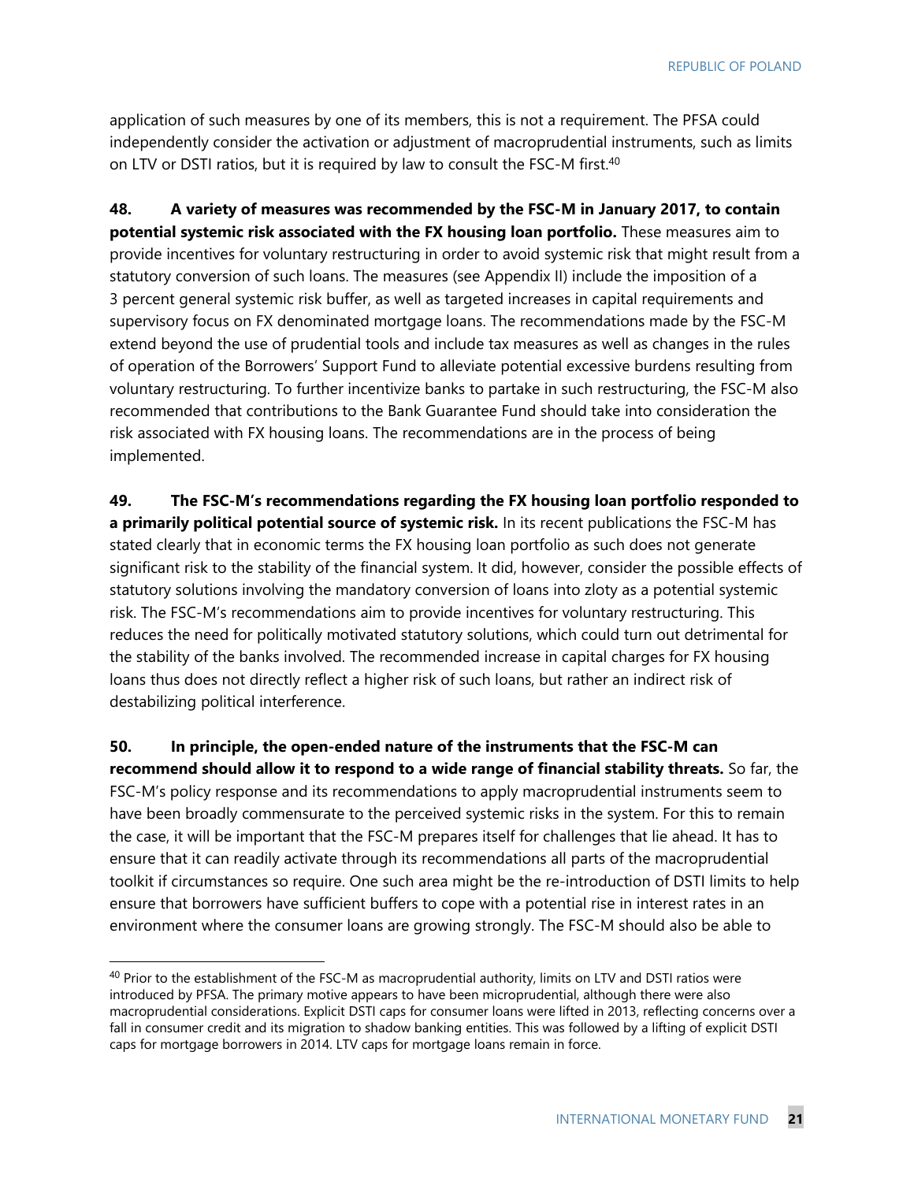application of such measures by one of its members, this is not a requirement. The PFSA could independently consider the activation or adjustment of macroprudential instruments, such as limits on LTV or DSTI ratios, but it is required by law to consult the FSC-M first.[40]

**48. A variety of measures was recommended by the FSC-M in January 2017, to contain potential systemic risk associated with the FX housing loan portfolio.** These measures aim to provide incentives for voluntary restructuring in order to avoid systemic risk that might result from a statutory conversion of such loans. The measures (see Appendix II) include the imposition of a 3 percent general systemic risk buffer, as well as targeted increases in capital requirements and supervisory focus on FX denominated mortgage loans. The recommendations made by the FSC-M extend beyond the use of prudential tools and include tax measures as well as changes in the rules of operation of the Borrowers' Support Fund to alleviate potential excessive burdens resulting from voluntary restructuring. To further incentivize banks to partake in such restructuring, the FSC-M also recommended that contributions to the Bank Guarantee Fund should take into consideration the risk associated with FX housing loans. The recommendations are in the process of being implemented.

**49. The FSC-M's recommendations regarding the FX housing loan portfolio responded to a primarily political potential source of systemic risk.** In its recent publications the FSC-M has stated clearly that in economic terms the FX housing loan portfolio as such does not generate significant risk to the stability of the financial system. It did, however, consider the possible effects of statutory solutions involving the mandatory conversion of loans into zloty as a potential systemic risk. The FSC-M's recommendations aim to provide incentives for voluntary restructuring. This reduces the need for politically motivated statutory solutions, which could turn out detrimental for the stability of the banks involved. The recommended increase in capital charges for FX housing loans thus does not directly reflect a higher risk of such loans, but rather an indirect risk of destabilizing political interference.

**50. In principle, the open-ended nature of the instruments that the FSC-M can recommend should allow it to respond to a wide range of financial stability threats.** So far, the FSC-M's policy response and its recommendations to apply macroprudential instruments seem to have been broadly commensurate to the perceived systemic risks in the system. For this to remain the case, it will be important that the FSC-M prepares itself for challenges that lie ahead. It has to ensure that it can readily activate through its recommendations all parts of the macroprudential toolkit if circumstances so require. One such area might be the re-introduction of DSTI limits to help ensure that borrowers have sufficient buffers to cope with a potential rise in interest rates in an environment where the consumer loans are growing strongly. The FSC-M should also be able to

[40] Prior to the establishment of the FSC-M as macroprudential authority, limits on LTV and DSTI ratios were introduced by PFSA. The primary motive appears to have been microprudential, although there were also macroprudential considerations. Explicit DSTI caps for consumer loans were lifted in 2013, reflecting concerns over a fall in consumer credit and its migration to shadow banking entities. This was followed by a lifting of explicit DSTI caps for mortgage borrowers in 2014. LTV caps for mortgage loans remain in force.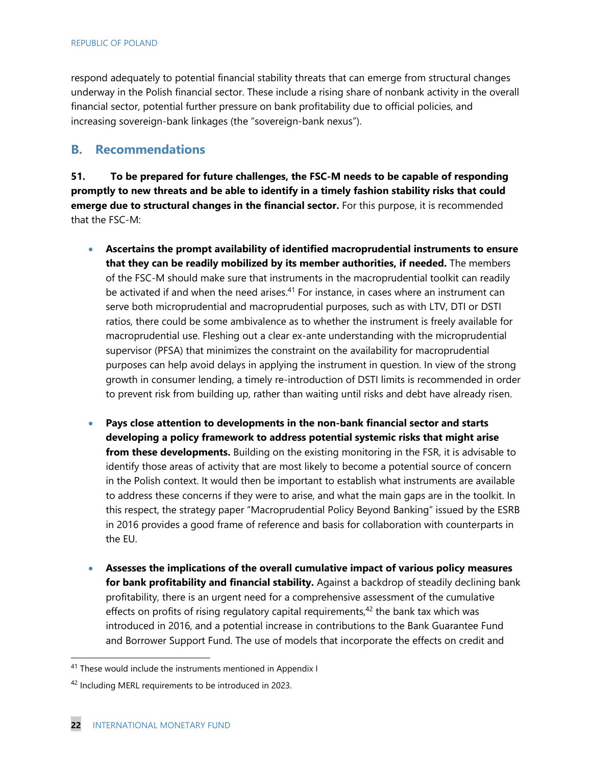respond adequately to potential financial stability threats that can emerge from structural changes underway in the Polish financial sector. These include a rising share of nonbank activity in the overall financial sector, potential further pressure on bank profitability due to official policies, and increasing sovereign-bank linkages (the "sovereign-bank nexus").

## B. Recommendations

**51. To be prepared for future challenges, the FSC-M needs to be capable of responding promptly to new threats and be able to identify in a timely fashion stability risks that could emerge due to structural changes in the financial sector.** For this purpose, it is recommended that the FSC-M:

- **Ascertains the prompt availability of identified macroprudential instruments to ensure that they can be readily mobilized by its member authorities, if needed.** The members of the FSC-M should make sure that instruments in the macroprudential toolkit can readily be activated if and when the need arises.[41] For instance, in cases where an instrument can serve both microprudential and macroprudential purposes, such as with LTV, DTI or DSTI ratios, there could be some ambivalence as to whether the instrument is freely available for macroprudential use. Fleshing out a clear ex-ante understanding with the microprudential supervisor (PFSA) that minimizes the constraint on the availability for macroprudential purposes can help avoid delays in applying the instrument in question. In view of the strong growth in consumer lending, a timely re-introduction of DSTI limits is recommended in order to prevent risk from building up, rather than waiting until risks and debt have already risen.

- **Pays close attention to developments in the non-bank financial sector and starts developing a policy framework to address potential systemic risks that might arise from these developments.** Building on the existing monitoring in the FSR, it is advisable to identify those areas of activity that are most likely to become a potential source of concern in the Polish context. It would then be important to establish what instruments are available to address these concerns if they were to arise, and what the main gaps are in the toolkit. In this respect, the strategy paper "Macroprudential Policy Beyond Banking" issued by the ESRB in 2016 provides a good frame of reference and basis for collaboration with counterparts in the EU.

- **Assesses the implications of the overall cumulative impact of various policy measures for bank profitability and financial stability.** Against a backdrop of steadily declining bank profitability, there is an urgent need for a comprehensive assessment of the cumulative effects on profits of rising regulatory capital requirements,[42] the bank tax which was introduced in 2016, and a potential increase in contributions to the Bank Guarantee Fund and Borrower Support Fund. The use of models that incorporate the effects on credit and

---

[41] These would include the instruments mentioned in Appendix I

[42] Including MERL requirements to be introduced in 2023.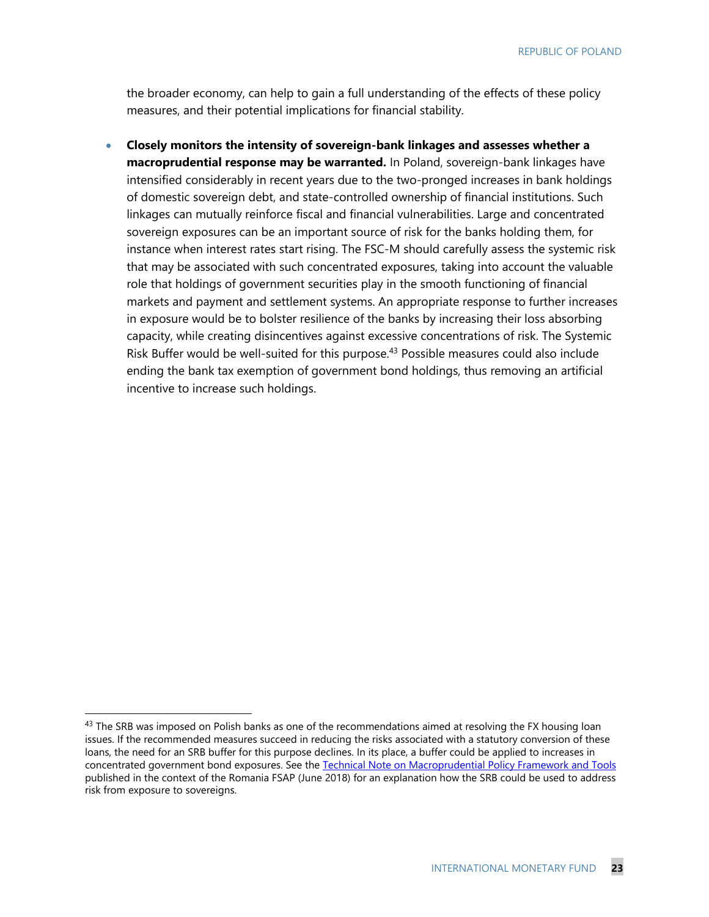the broader economy, can help to gain a full understanding of the effects of these policy measures, and their potential implications for financial stability.

- **Closely monitors the intensity of sovereign-bank linkages and assesses whether a macroprudential response may be warranted.** In Poland, sovereign-bank linkages have intensified considerably in recent years due to the two-pronged increases in bank holdings of domestic sovereign debt, and state-controlled ownership of financial institutions. Such linkages can mutually reinforce fiscal and financial vulnerabilities. Large and concentrated sovereign exposures can be an important source of risk for the banks holding them, for instance when interest rates start rising. The FSC-M should carefully assess the systemic risk that may be associated with such concentrated exposures, taking into account the valuable role that holdings of government securities play in the smooth functioning of financial markets and payment and settlement systems. An appropriate response to further increases in exposure would be to bolster resilience of the banks by increasing their loss absorbing capacity, while creating disincentives against excessive concentrations of risk. The Systemic Risk Buffer would be well-suited for this purpose.[43] Possible measures could also include ending the bank tax exemption of government bond holdings, thus removing an artificial incentive to increase such holdings.

[43] The SRB was imposed on Polish banks as one of the recommendations aimed at resolving the FX housing loan issues. If the recommended measures succeed in reducing the risks associated with a statutory conversion of these loans, the need for an SRB buffer for this purpose declines. In its place, a buffer could be applied to increases in concentrated government bond exposures. See the Technical Note on Macroprudential Policy Framework and Tools published in the context of the Romania FSAP (June 2018) for an explanation how the SRB could be used to address risk from exposure to sovereigns.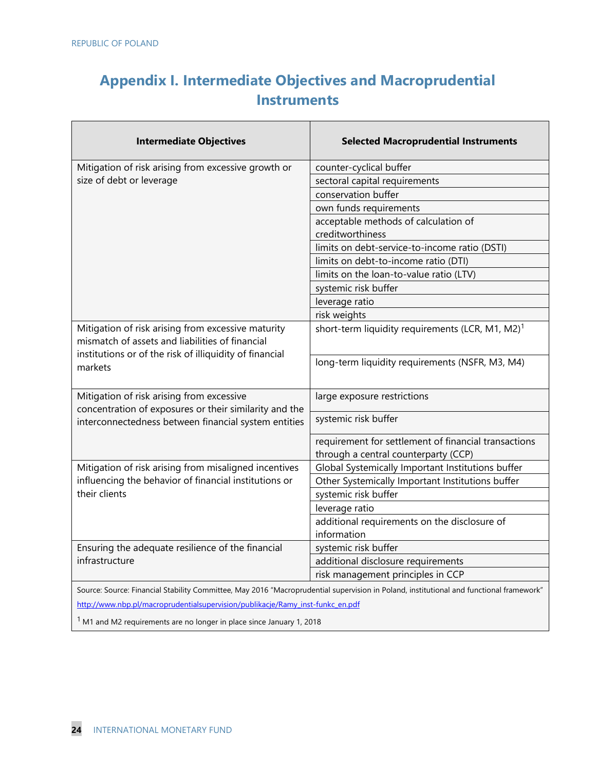# Appendix I. Intermediate Objectives and Macroprudential Instruments

| Intermediate Objectives | Selected Macroprudential Instruments |
|---|---|
| Mitigation of risk arising from excessive growth or size of debt or leverage | counter-cyclical buffer |
| | sectoral capital requirements |
| | conservation buffer |
| | own funds requirements |
| | acceptable methods of calculation of creditworthiness |
| | limits on debt-service-to-income ratio (DSTI) |
| | limits on debt-to-income ratio (DTI) |
| | limits on the loan-to-value ratio (LTV) |
| | systemic risk buffer |
| | leverage ratio |
| | risk weights |
| Mitigation of risk arising from excessive maturity mismatch of assets and liabilities of financial institutions or of the risk of illiquidity of financial markets | short-term liquidity requirements (LCR, M1, M2)[1] |
| | long-term liquidity requirements (NSFR, M3, M4) |
| Mitigation of risk arising from excessive concentration of exposures or their similarity and the interconnectedness between financial system entities | large exposure restrictions |
| | systemic risk buffer |
| | requirement for settlement of financial transactions through a central counterparty (CCP) |
| Mitigation of risk arising from misaligned incentives influencing the behavior of financial institutions or their clients | Global Systemically Important Institutions buffer |
| | Other Systemically Important Institutions buffer |
| | systemic risk buffer |
| | leverage ratio |
| | additional requirements on the disclosure of information |
| Ensuring the adequate resilience of the financial infrastructure | systemic risk buffer |
| | additional disclosure requirements |
| | risk management principles in CCP |

Source: Source: Financial Stability Committee, May 2016 "Macroprudential supervision in Poland, institutional and functional framework" http://www.nbp.pl/macroprudentialsupervision/publikacje/Ramy_inst-funkc_en.pdf

[1] M1 and M2 requirements are no longer in place since January 1, 2018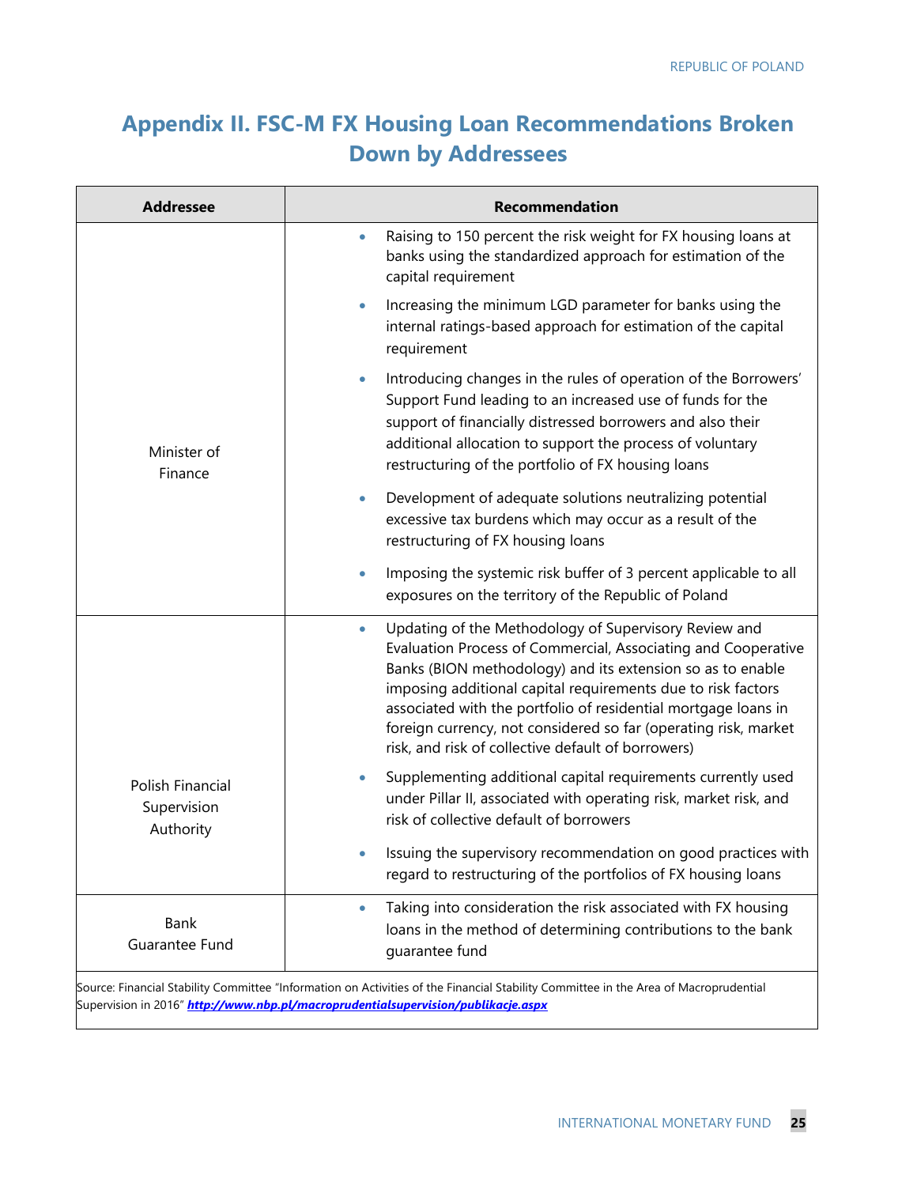## Appendix II. FSC-M FX Housing Loan Recommendations Broken Down by Addressees

| Addressee | Recommendation |
| --- | --- |
| Minister of Finance | • Raising to 150 percent the risk weight for FX housing loans at banks using the standardized approach for estimation of the capital requirement<br>• Increasing the minimum LGD parameter for banks using the internal ratings-based approach for estimation of the capital requirement<br>• Introducing changes in the rules of operation of the Borrowers' Support Fund leading to an increased use of funds for the support of financially distressed borrowers and also their additional allocation to support the process of voluntary restructuring of the portfolio of FX housing loans<br>• Development of adequate solutions neutralizing potential excessive tax burdens which may occur as a result of the restructuring of FX housing loans<br>• Imposing the systemic risk buffer of 3 percent applicable to all exposures on the territory of the Republic of Poland |
| Polish Financial Supervision Authority | • Updating of the Methodology of Supervisory Review and Evaluation Process of Commercial, Associating and Cooperative Banks (BION methodology) and its extension so as to enable imposing additional capital requirements due to risk factors associated with the portfolio of residential mortgage loans in foreign currency, not considered so far (operating risk, market risk, and risk of collective default of borrowers)<br>• Supplementing additional capital requirements currently used under Pillar II, associated with operating risk, market risk, and risk of collective default of borrowers<br>• Issuing the supervisory recommendation on good practices with regard to restructuring of the portfolios of FX housing loans |
| Bank Guarantee Fund | • Taking into consideration the risk associated with FX housing loans in the method of determining contributions to the bank guarantee fund |

Source: Financial Stability Committee "Information on Activities of the Financial Stability Committee in the Area of Macroprudential Supervision in 2016" ***http://www.nbp.pl/macroprudentialsupervision/publikacje.aspx***